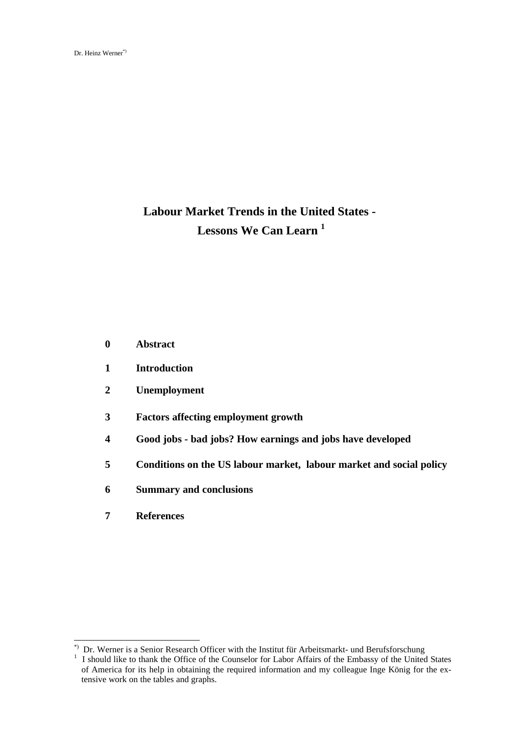Dr. Heinz Werner[*)]

# Labour Market Trends in the United States - Lessons We Can Learn [1]

**0 Abstract**

**1 Introduction**

**2 Unemployment**

**3 Factors affecting employment growth**

**4 Good jobs - bad jobs? How earnings and jobs have developed**

**5 Conditions on the US labour market, labour market and social policy**

**6 Summary and conclusions**

**7 References**

---

[*)] Dr. Werner is a Senior Research Officer with the Institut für Arbeitsmarkt- und Berufsforschung

[1] I should like to thank the Office of the Counselor for Labor Affairs of the Embassy of the United States of America for its help in obtaining the required information and my colleague Inge König for the extensive work on the tables and graphs.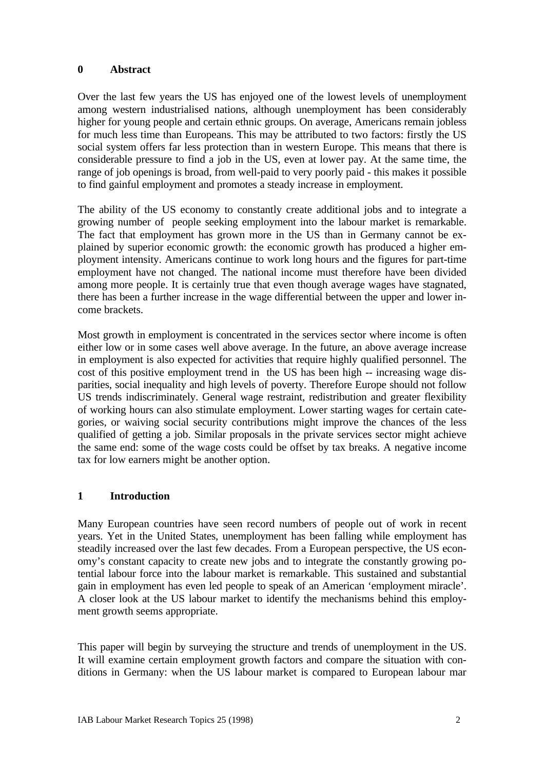## 0 Abstract

Over the last few years the US has enjoyed one of the lowest levels of unemployment among western industrialised nations, although unemployment has been considerably higher for young people and certain ethnic groups. On average, Americans remain jobless for much less time than Europeans. This may be attributed to two factors: firstly the US social system offers far less protection than in western Europe. This means that there is considerable pressure to find a job in the US, even at lower pay. At the same time, the range of job openings is broad, from well-paid to very poorly paid - this makes it possible to find gainful employment and promotes a steady increase in employment.

The ability of the US economy to constantly create additional jobs and to integrate a growing number of people seeking employment into the labour market is remarkable. The fact that employment has grown more in the US than in Germany cannot be explained by superior economic growth: the economic growth has produced a higher employment intensity. Americans continue to work long hours and the figures for part-time employment have not changed. The national income must therefore have been divided among more people. It is certainly true that even though average wages have stagnated, there has been a further increase in the wage differential between the upper and lower income brackets.

Most growth in employment is concentrated in the services sector where income is often either low or in some cases well above average. In the future, an above average increase in employment is also expected for activities that require highly qualified personnel. The cost of this positive employment trend in the US has been high -- increasing wage disparities, social inequality and high levels of poverty. Therefore Europe should not follow US trends indiscriminately. General wage restraint, redistribution and greater flexibility of working hours can also stimulate employment. Lower starting wages for certain categories, or waiving social security contributions might improve the chances of the less qualified of getting a job. Similar proposals in the private services sector might achieve the same end: some of the wage costs could be offset by tax breaks. A negative income tax for low earners might be another option.

## 1 Introduction

Many European countries have seen record numbers of people out of work in recent years. Yet in the United States, unemployment has been falling while employment has steadily increased over the last few decades. From a European perspective, the US economy's constant capacity to create new jobs and to integrate the constantly growing potential labour force into the labour market is remarkable. This sustained and substantial gain in employment has even led people to speak of an American 'employment miracle'. A closer look at the US labour market to identify the mechanisms behind this employment growth seems appropriate.

This paper will begin by surveying the structure and trends of unemployment in the US. It will examine certain employment growth factors and compare the situation with conditions in Germany: when the US labour market is compared to European labour mar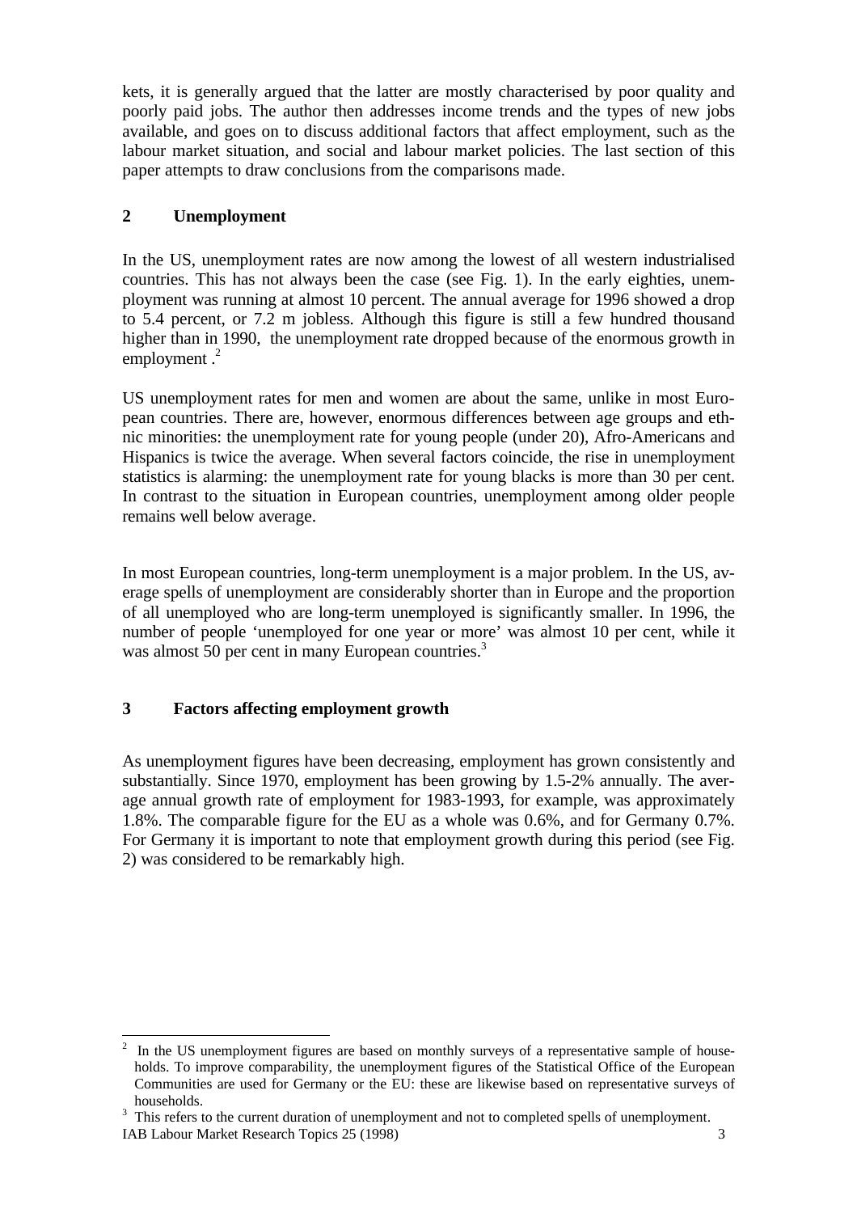kets, it is generally argued that the latter are mostly characterised by poor quality and poorly paid jobs. The author then addresses income trends and the types of new jobs available, and goes on to discuss additional factors that affect employment, such as the labour market situation, and social and labour market policies. The last section of this paper attempts to draw conclusions from the comparisons made.

## 2 Unemployment

In the US, unemployment rates are now among the lowest of all western industrialised countries. This has not always been the case (see Fig. 1). In the early eighties, unemployment was running at almost 10 percent. The annual average for 1996 showed a drop to 5.4 percent, or 7.2 m jobless. Although this figure is still a few hundred thousand higher than in 1990, the unemployment rate dropped because of the enormous growth in employment .[2]

US unemployment rates for men and women are about the same, unlike in most European countries. There are, however, enormous differences between age groups and ethnic minorities: the unemployment rate for young people (under 20), Afro-Americans and Hispanics is twice the average. When several factors coincide, the rise in unemployment statistics is alarming: the unemployment rate for young blacks is more than 30 per cent. In contrast to the situation in European countries, unemployment among older people remains well below average.

In most European countries, long-term unemployment is a major problem. In the US, average spells of unemployment are considerably shorter than in Europe and the proportion of all unemployed who are long-term unemployed is significantly smaller. In 1996, the number of people 'unemployed for one year or more' was almost 10 per cent, while it was almost 50 per cent in many European countries.[3]

## 3 Factors affecting employment growth

As unemployment figures have been decreasing, employment has grown consistently and substantially. Since 1970, employment has been growing by 1.5-2% annually. The average annual growth rate of employment for 1983-1993, for example, was approximately 1.8%. The comparable figure for the EU as a whole was 0.6%, and for Germany 0.7%. For Germany it is important to note that employment growth during this period (see Fig. 2) was considered to be remarkably high.

---

[2] In the US unemployment figures are based on monthly surveys of a representative sample of households. To improve comparability, the unemployment figures of the Statistical Office of the European Communities are used for Germany or the EU: these are likewise based on representative surveys of households.

[3] This refers to the current duration of unemployment and not to completed spells of unemployment.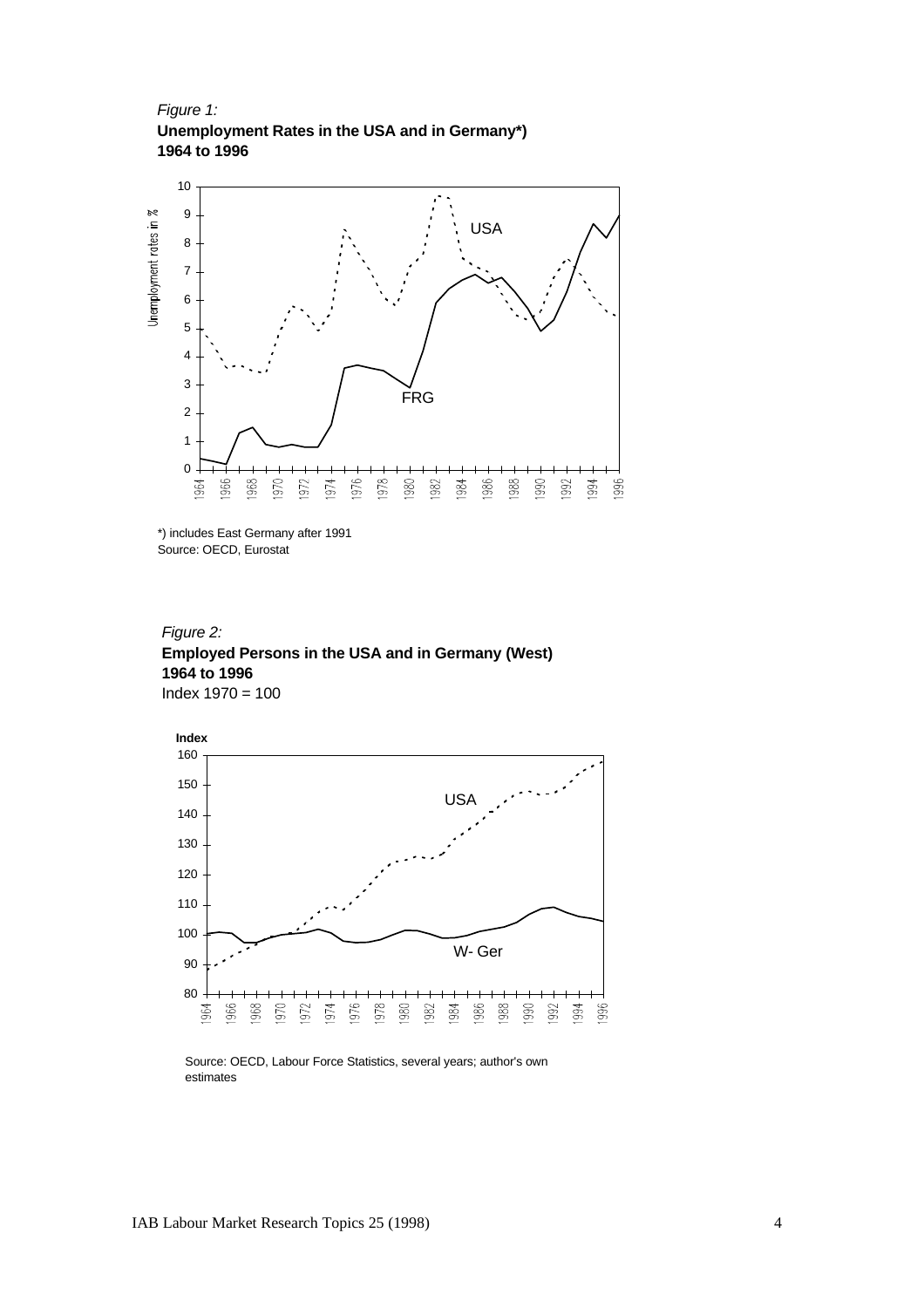*Figure 1:*
**Unemployment Rates in the USA and in Germany*)**
**1964 to 1996**

*) includes East Germany after 1991
Source: OECD, Eurostat

*Figure 2:*
**Employed Persons in the USA and in Germany (West)**
**1964 to 1996**
Index 1970 = 100

Source: OECD, Labour Force Statistics, several years; author's own estimates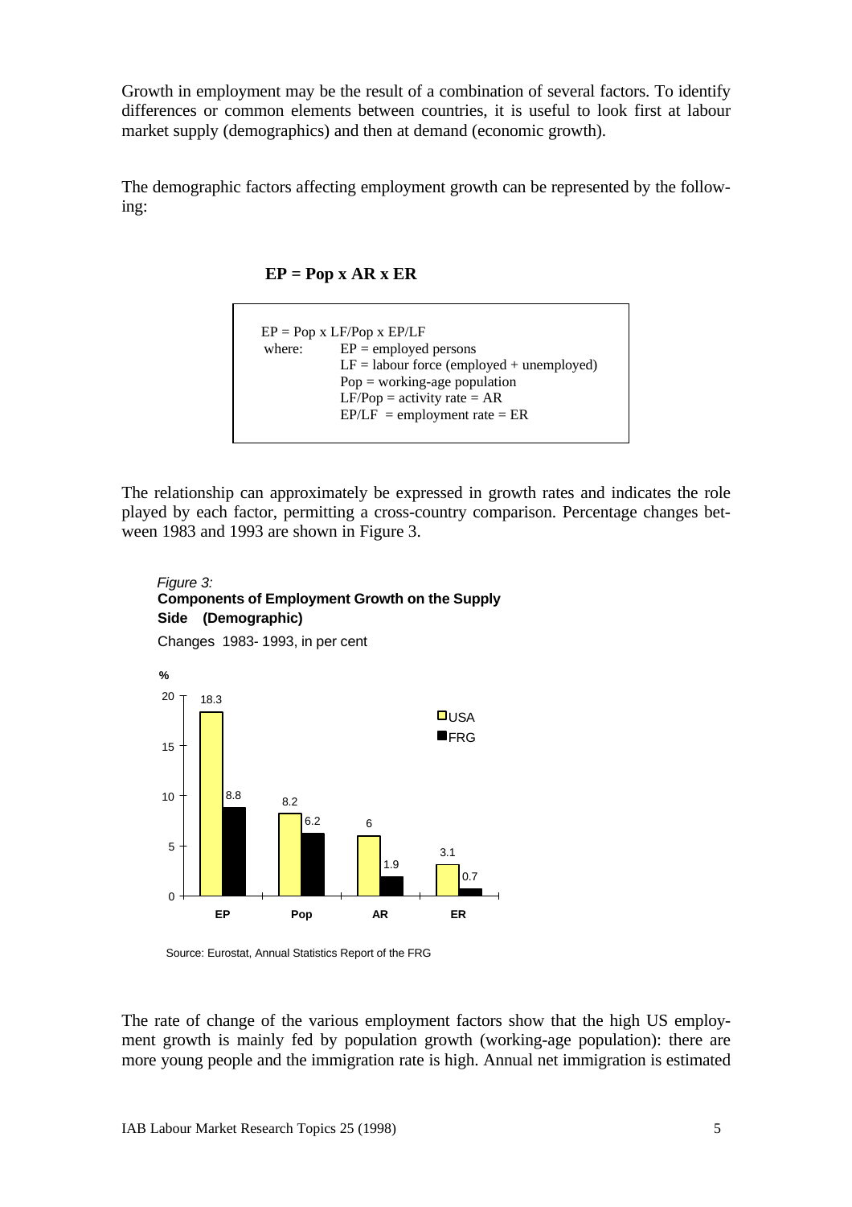Growth in employment may be the result of a combination of several factors. To identify differences or common elements between countries, it is useful to look first at labour market supply (demographics) and then at demand (economic growth).

The demographic factors affecting employment growth can be represented by the following:

$$\mathbf{EP = Pop \times AR \times ER}$$

> $EP = Pop \times LF/Pop \times EP/LF$
>
> where: EP = employed persons
> LF = labour force (employed + unemployed)
> Pop = working-age population
> LF/Pop = activity rate = AR
> EP/LF = employment rate = ER

The relationship can approximately be expressed in growth rates and indicates the role played by each factor, permitting a cross-country comparison. Percentage changes between 1983 and 1993 are shown in Figure 3.

*Figure 3:*
**Components of Employment Growth on the Supply Side (Demographic)**

Changes 1983- 1993, in per cent

| % | EP | Pop | AR | ER |
|---|---|---|---|---|
| USA | 18.3 | 8.2 | 6 | 3.1 |
| FRG | 8.8 | 6.2 | 1.9 | 0.7 |

Source: Eurostat, Annual Statistics Report of the FRG

The rate of change of the various employment factors show that the high US employment growth is mainly fed by population growth (working-age population): there are more young people and the immigration rate is high. Annual net immigration is estimated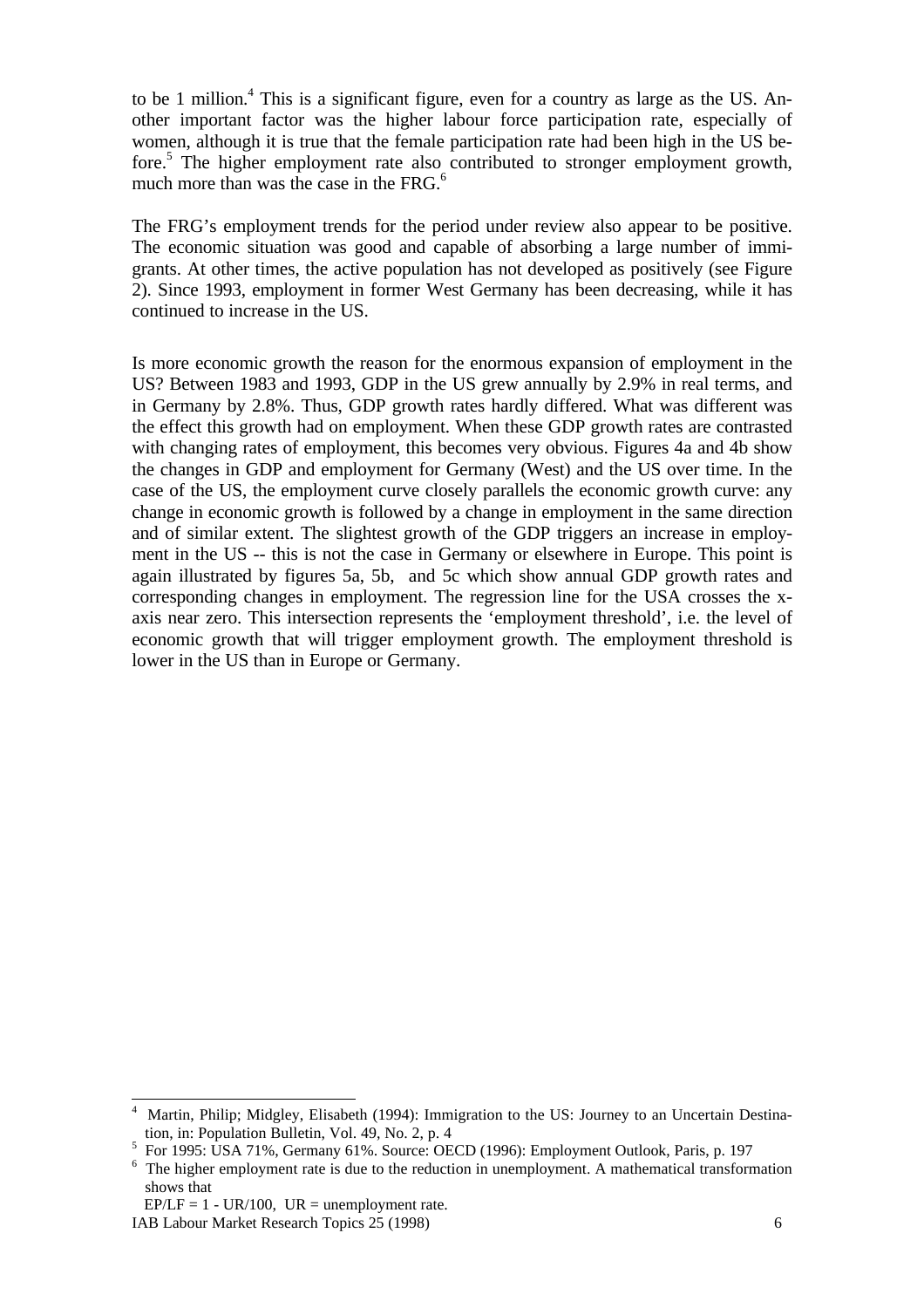to be 1 million.[4] This is a significant figure, even for a country as large as the US. Another important factor was the higher labour force participation rate, especially of women, although it is true that the female participation rate had been high in the US before.[5] The higher employment rate also contributed to stronger employment growth, much more than was the case in the FRG.[6]

The FRG's employment trends for the period under review also appear to be positive. The economic situation was good and capable of absorbing a large number of immigrants. At other times, the active population has not developed as positively (see Figure 2). Since 1993, employment in former West Germany has been decreasing, while it has continued to increase in the US.

Is more economic growth the reason for the enormous expansion of employment in the US? Between 1983 and 1993, GDP in the US grew annually by 2.9% in real terms, and in Germany by 2.8%. Thus, GDP growth rates hardly differed. What was different was the effect this growth had on employment. When these GDP growth rates are contrasted with changing rates of employment, this becomes very obvious. Figures 4a and 4b show the changes in GDP and employment for Germany (West) and the US over time. In the case of the US, the employment curve closely parallels the economic growth curve: any change in economic growth is followed by a change in employment in the same direction and of similar extent. The slightest growth of the GDP triggers an increase in employment in the US -- this is not the case in Germany or elsewhere in Europe. This point is again illustrated by figures 5a, 5b, and 5c which show annual GDP growth rates and corresponding changes in employment. The regression line for the USA crosses the x-axis near zero. This intersection represents the 'employment threshold', i.e. the level of economic growth that will trigger employment growth. The employment threshold is lower in the US than in Europe or Germany.

---

[4] Martin, Philip; Midgley, Elisabeth (1994): Immigration to the US: Journey to an Uncertain Destination, in: Population Bulletin, Vol. 49, No. 2, p. 4

[5] For 1995: USA 71%, Germany 61%. Source: OECD (1996): Employment Outlook, Paris, p. 197

[6] The higher employment rate is due to the reduction in unemployment. A mathematical transformation shows that
$EP/LF = 1 - UR/100$, $UR$ = unemployment rate.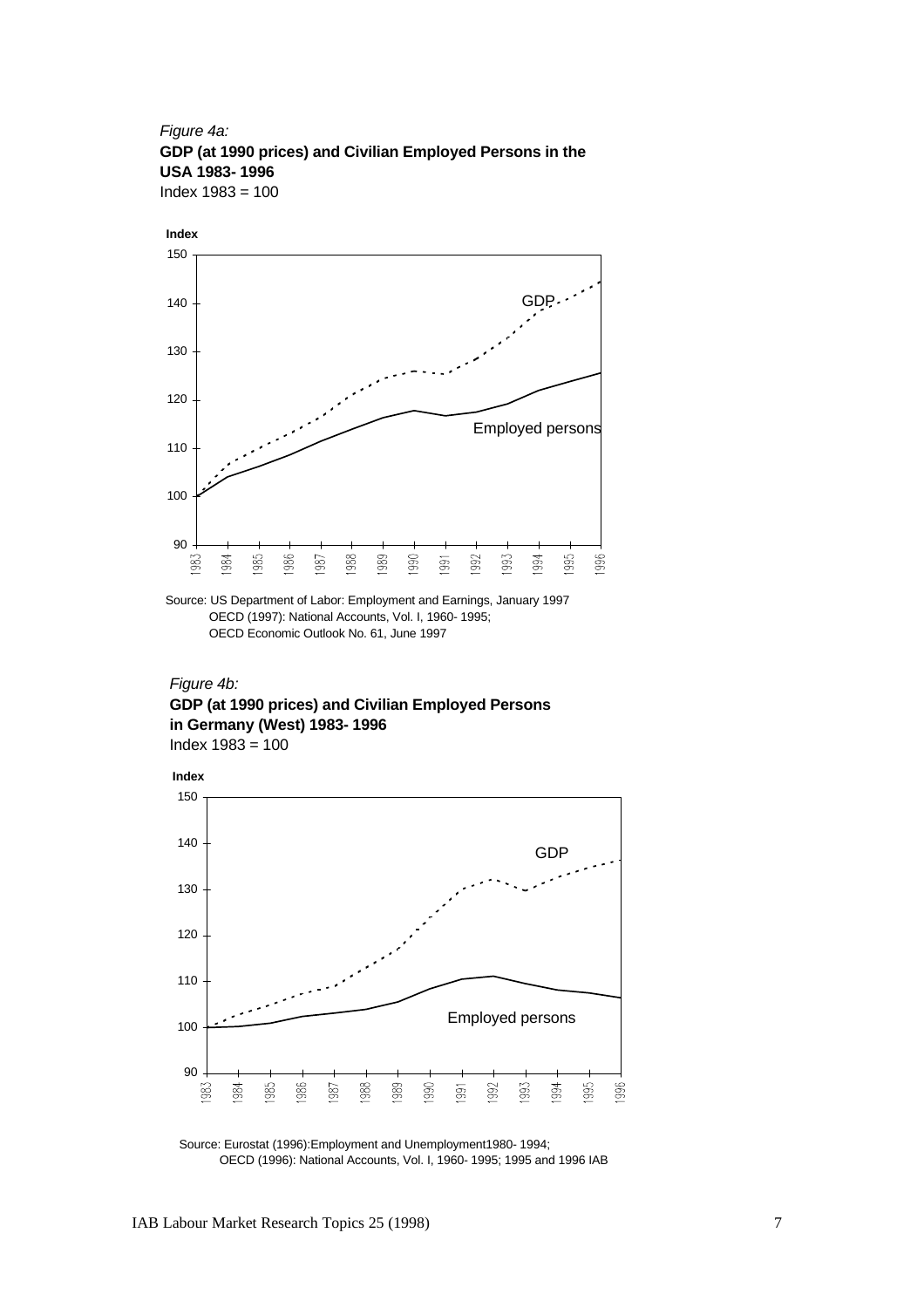*Figure 4a:*

**GDP (at 1990 prices) and Civilian Employed Persons in the USA 1983- 1996**

Index 1983 = 100

Source: US Department of Labor: Employment and Earnings, January 1997
OECD (1997): National Accounts, Vol. I, 1960- 1995;
OECD Economic Outlook No. 61, June 1997

*Figure 4b:*

**GDP (at 1990 prices) and Civilian Employed Persons in Germany (West) 1983- 1996**

Index 1983 = 100

Source: Eurostat (1996):Employment and Unemployment1980- 1994;
OECD (1996): National Accounts, Vol. I, 1960- 1995; 1995 and 1996 IAB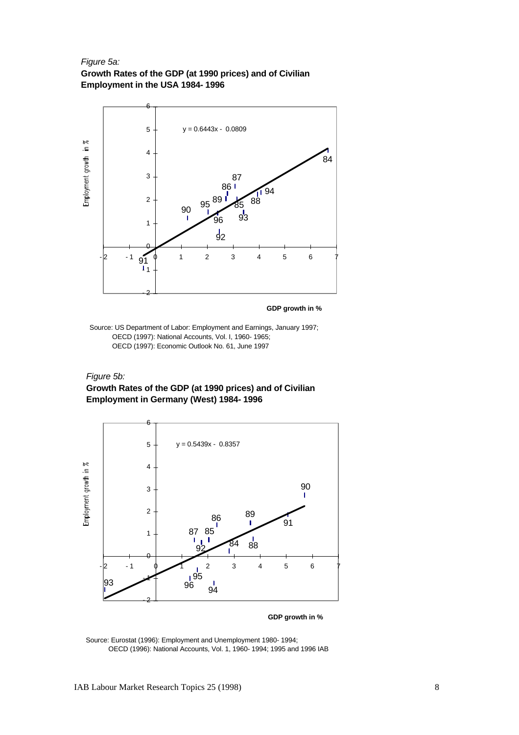*Figure 5a:*

**Growth Rates of the GDP (at 1990 prices) and of Civilian Employment in the USA 1984- 1996**

$$y = 0.6443x - 0.0809$$

Employment growth in %

**GDP growth in %**

Source: US Department of Labor: Employment and Earnings, January 1997;
OECD (1997): National Accounts, Vol. I, 1960- 1965;
OECD (1997): Economic Outlook No. 61, June 1997

*Figure 5b:*

**Growth Rates of the GDP (at 1990 prices) and of Civilian Employment in Germany (West) 1984- 1996**

$$y = 0.5439x - 0.8357$$

Employment growth in %

**GDP growth in %**

Source: Eurostat (1996): Employment and Unemployment 1980- 1994;
OECD (1996): National Accounts, Vol. 1, 1960- 1994; 1995 and 1996 IAB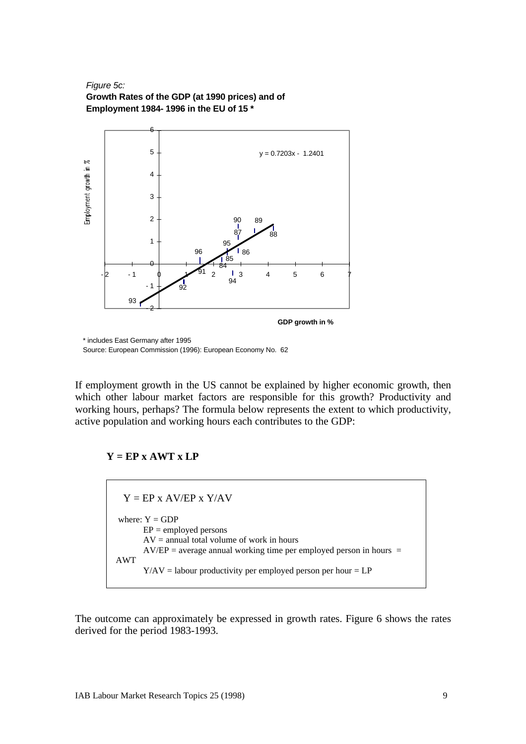*Figure 5c:*
**Growth Rates of the GDP (at 1990 prices) and of Employment 1984- 1996 in the EU of 15 ***

\* includes East Germany after 1995
Source: European Commission (1996): European Economy No. 62

If employment growth in the US cannot be explained by higher economic growth, then which other labour market factors are responsible for this growth? Productivity and working hours, perhaps? The formula below represents the extent to which productivity, active population and working hours each contributes to the GDP:

**Y = EP x AWT x LP**

$$Y = EP \times AV/EP \times Y/AV$$

where: Y = GDP
EP = employed persons
AV = annual total volume of work in hours
AV/EP = average annual working time per employed person in hours = AWT
Y/AV = labour productivity per employed person per hour = LP

The outcome can approximately be expressed in growth rates. Figure 6 shows the rates derived for the period 1983-1993.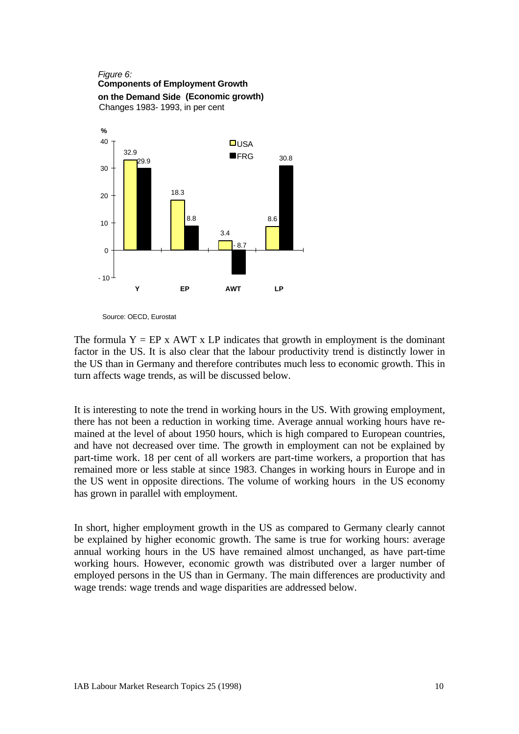*Figure 6:*
**Components of Employment Growth on the Demand Side (Economic growth)**
Changes 1983- 1993, in per cent

| % | Y | EP | AWT | LP |
|---|---|---|---|---|
| USA | 32.9 | 18.3 | 3.4 | 8.6 |
| FRG | 29.9 | 8.8 | - 8.7 | 30.8 |

Source: OECD, Eurostat

The formula Y = EP x AWT x LP indicates that growth in employment is the dominant factor in the US. It is also clear that the labour productivity trend is distinctly lower in the US than in Germany and therefore contributes much less to economic growth. This in turn affects wage trends, as will be discussed below.

It is interesting to note the trend in working hours in the US. With growing employment, there has not been a reduction in working time. Average annual working hours have remained at the level of about 1950 hours, which is high compared to European countries, and have not decreased over time. The growth in employment can not be explained by part-time work. 18 per cent of all workers are part-time workers, a proportion that has remained more or less stable at since 1983. Changes in working hours in Europe and in the US went in opposite directions. The volume of working hours in the US economy has grown in parallel with employment.

In short, higher employment growth in the US as compared to Germany clearly cannot be explained by higher economic growth. The same is true for working hours: average annual working hours in the US have remained almost unchanged, as have part-time working hours. However, economic growth was distributed over a larger number of employed persons in the US than in Germany. The main differences are productivity and wage trends: wage trends and wage disparities are addressed below.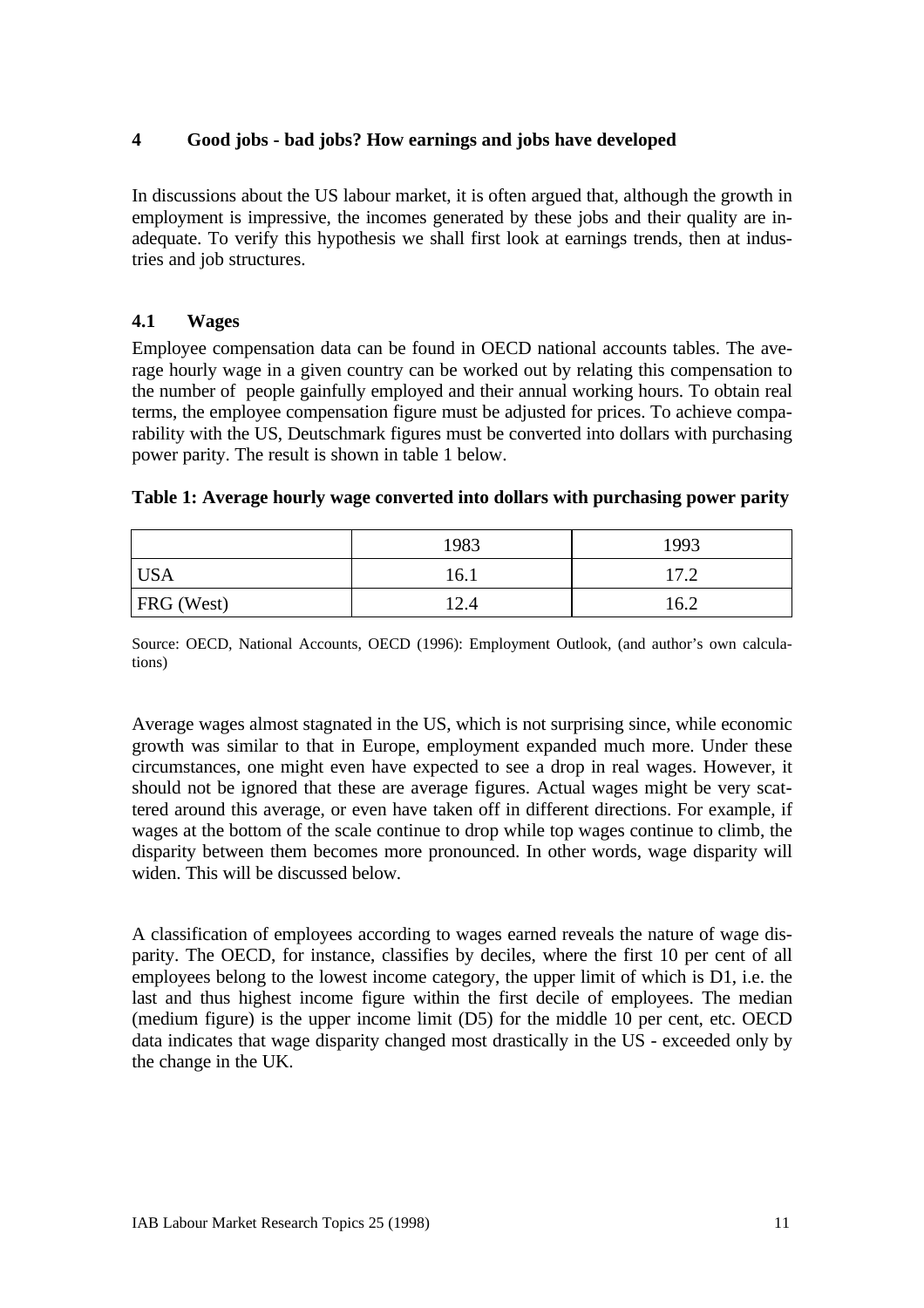## 4 Good jobs - bad jobs? How earnings and jobs have developed

In discussions about the US labour market, it is often argued that, although the growth in employment is impressive, the incomes generated by these jobs and their quality are inadequate. To verify this hypothesis we shall first look at earnings trends, then at industries and job structures.

### 4.1 Wages

Employee compensation data can be found in OECD national accounts tables. The average hourly wage in a given country can be worked out by relating this compensation to the number of people gainfully employed and their annual working hours. To obtain real terms, the employee compensation figure must be adjusted for prices. To achieve comparability with the US, Deutschmark figures must be converted into dollars with purchasing power parity. The result is shown in table 1 below.

**Table 1: Average hourly wage converted into dollars with purchasing power parity**

| | 1983 | 1993 |
|---|---|---|
| USA | 16.1 | 17.2 |
| FRG (West) | 12.4 | 16.2 |

Source: OECD, National Accounts, OECD (1996): Employment Outlook, (and author's own calculations)

Average wages almost stagnated in the US, which is not surprising since, while economic growth was similar to that in Europe, employment expanded much more. Under these circumstances, one might even have expected to see a drop in real wages. However, it should not be ignored that these are average figures. Actual wages might be very scattered around this average, or even have taken off in different directions. For example, if wages at the bottom of the scale continue to drop while top wages continue to climb, the disparity between them becomes more pronounced. In other words, wage disparity will widen. This will be discussed below.

A classification of employees according to wages earned reveals the nature of wage disparity. The OECD, for instance, classifies by deciles, where the first 10 per cent of all employees belong to the lowest income category, the upper limit of which is D1, i.e. the last and thus highest income figure within the first decile of employees. The median (medium figure) is the upper income limit (D5) for the middle 10 per cent, etc. OECD data indicates that wage disparity changed most drastically in the US - exceeded only by the change in the UK.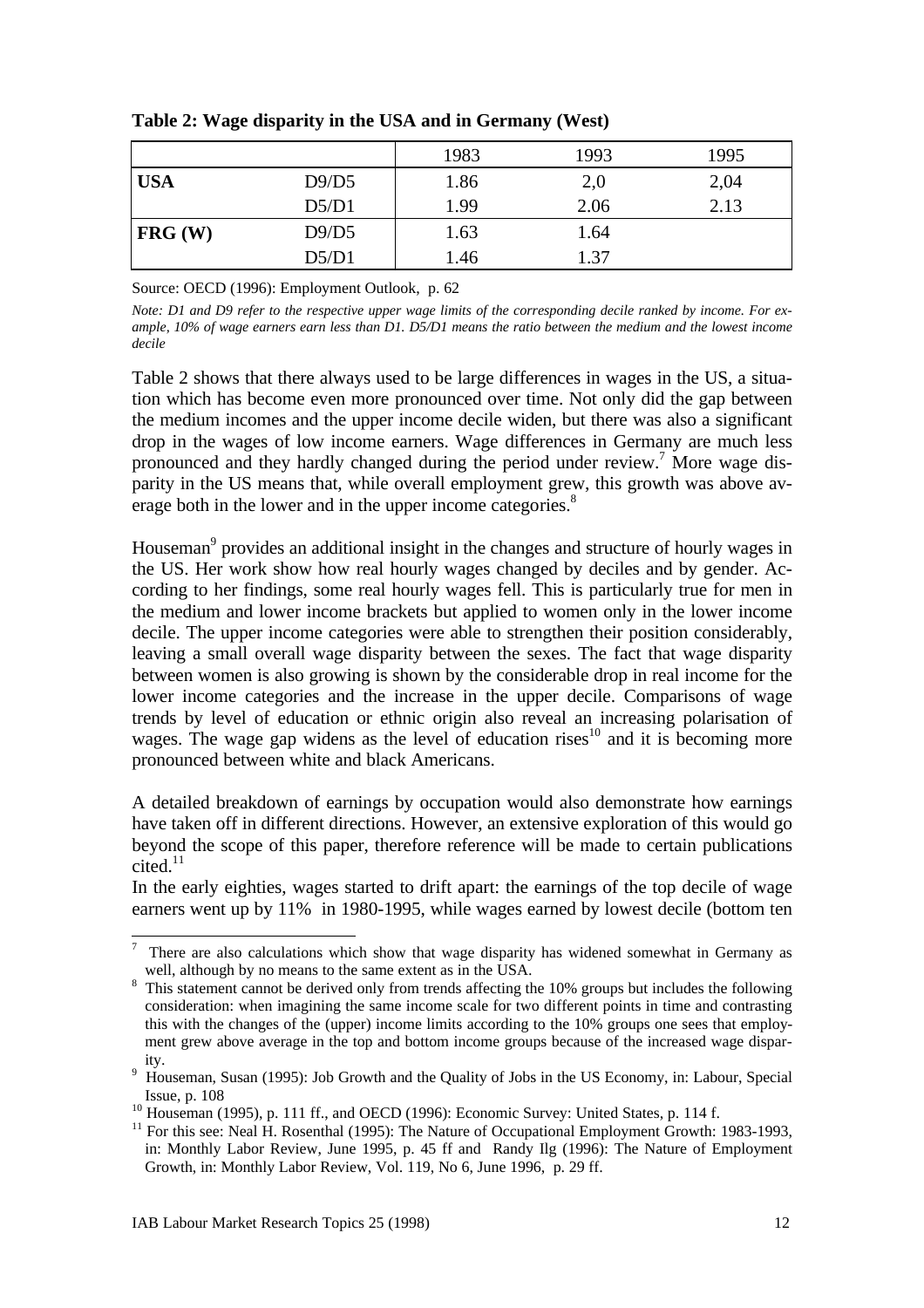**Table 2: Wage disparity in the USA and in Germany (West)**

| | | 1983 | 1993 | 1995 |
|---|---|---|---|---|
| **USA** | D9/D5 | 1.86 | 2,0 | 2,04 |
| | D5/D1 | 1.99 | 2.06 | 2.13 |
| **FRG (W)** | D9/D5 | 1.63 | 1.64 | |
| | D5/D1 | 1.46 | 1.37 | |

Source: OECD (1996): Employment Outlook, p. 62

*Note: D1 and D9 refer to the respective upper wage limits of the corresponding decile ranked by income. For example, 10% of wage earners earn less than D1. D5/D1 means the ratio between the medium and the lowest income decile*

Table 2 shows that there always used to be large differences in wages in the US, a situation which has become even more pronounced over time. Not only did the gap between the medium incomes and the upper income decile widen, but there was also a significant drop in the wages of low income earners. Wage differences in Germany are much less pronounced and they hardly changed during the period under review.[7] More wage disparity in the US means that, while overall employment grew, this growth was above average both in the lower and in the upper income categories.[8]

Houseman[9] provides an additional insight in the changes and structure of hourly wages in the US. Her work show how real hourly wages changed by deciles and by gender. According to her findings, some real hourly wages fell. This is particularly true for men in the medium and lower income brackets but applied to women only in the lower income decile. The upper income categories were able to strengthen their position considerably, leaving a small overall wage disparity between the sexes. The fact that wage disparity between women is also growing is shown by the considerable drop in real income for the lower income categories and the increase in the upper decile. Comparisons of wage trends by level of education or ethnic origin also reveal an increasing polarisation of wages. The wage gap widens as the level of education rises[10] and it is becoming more pronounced between white and black Americans.

A detailed breakdown of earnings by occupation would also demonstrate how earnings have taken off in different directions. However, an extensive exploration of this would go beyond the scope of this paper, therefore reference will be made to certain publications cited.[11]

In the early eighties, wages started to drift apart: the earnings of the top decile of wage earners went up by 11% in 1980-1995, while wages earned by lowest decile (bottom ten

---

[7] There are also calculations which show that wage disparity has widened somewhat in Germany as well, although by no means to the same extent as in the USA.

[8] This statement cannot be derived only from trends affecting the 10% groups but includes the following consideration: when imagining the same income scale for two different points in time and contrasting this with the changes of the (upper) income limits according to the 10% groups one sees that employment grew above average in the top and bottom income groups because of the increased wage disparity.

[9] Houseman, Susan (1995): Job Growth and the Quality of Jobs in the US Economy, in: Labour, Special Issue, p. 108

[10] Houseman (1995), p. 111 ff., and OECD (1996): Economic Survey: United States, p. 114 f.

[11] For this see: Neal H. Rosenthal (1995): The Nature of Occupational Employment Growth: 1983-1993, in: Monthly Labor Review, June 1995, p. 45 ff and Randy Ilg (1996): The Nature of Employment Growth, in: Monthly Labor Review, Vol. 119, No 6, June 1996, p. 29 ff.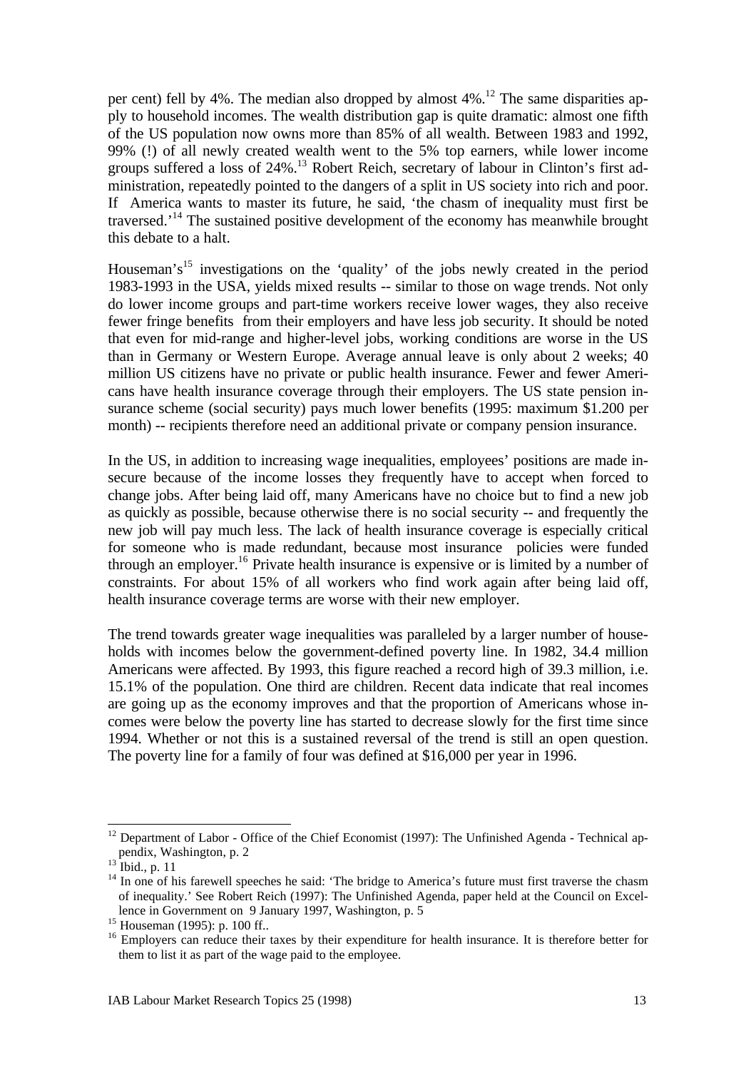per cent) fell by 4%. The median also dropped by almost 4%.[12] The same disparities apply to household incomes. The wealth distribution gap is quite dramatic: almost one fifth of the US population now owns more than 85% of all wealth. Between 1983 and 1992, 99% (!) of all newly created wealth went to the 5% top earners, while lower income groups suffered a loss of 24%.[13] Robert Reich, secretary of labour in Clinton's first administration, repeatedly pointed to the dangers of a split in US society into rich and poor. If America wants to master its future, he said, 'the chasm of inequality must first be traversed.'[14] The sustained positive development of the economy has meanwhile brought this debate to a halt.

Houseman's[15] investigations on the 'quality' of the jobs newly created in the period 1983-1993 in the USA, yields mixed results -- similar to those on wage trends. Not only do lower income groups and part-time workers receive lower wages, they also receive fewer fringe benefits from their employers and have less job security. It should be noted that even for mid-range and higher-level jobs, working conditions are worse in the US than in Germany or Western Europe. Average annual leave is only about 2 weeks; 40 million US citizens have no private or public health insurance. Fewer and fewer Americans have health insurance coverage through their employers. The US state pension insurance scheme (social security) pays much lower benefits (1995: maximum $1.200 per month) -- recipients therefore need an additional private or company pension insurance.

In the US, in addition to increasing wage inequalities, employees' positions are made insecure because of the income losses they frequently have to accept when forced to change jobs. After being laid off, many Americans have no choice but to find a new job as quickly as possible, because otherwise there is no social security -- and frequently the new job will pay much less. The lack of health insurance coverage is especially critical for someone who is made redundant, because most insurance policies were funded through an employer.[16] Private health insurance is expensive or is limited by a number of constraints. For about 15% of all workers who find work again after being laid off, health insurance coverage terms are worse with their new employer.

The trend towards greater wage inequalities was paralleled by a larger number of households with incomes below the government-defined poverty line. In 1982, 34.4 million Americans were affected. By 1993, this figure reached a record high of 39.3 million, i.e. 15.1% of the population. One third are children. Recent data indicate that real incomes are going up as the economy improves and that the proportion of Americans whose incomes were below the poverty line has started to decrease slowly for the first time since 1994. Whether or not this is a sustained reversal of the trend is still an open question. The poverty line for a family of four was defined at $16,000 per year in 1996.

---

[12] Department of Labor - Office of the Chief Economist (1997): The Unfinished Agenda - Technical appendix, Washington, p. 2

[13] Ibid., p. 11

[14] In one of his farewell speeches he said: 'The bridge to America's future must first traverse the chasm of inequality.' See Robert Reich (1997): The Unfinished Agenda, paper held at the Council on Excellence in Government on 9 January 1997, Washington, p. 5

[15] Houseman (1995): p. 100 ff..

[16] Employers can reduce their taxes by their expenditure for health insurance. It is therefore better for them to list it as part of the wage paid to the employee.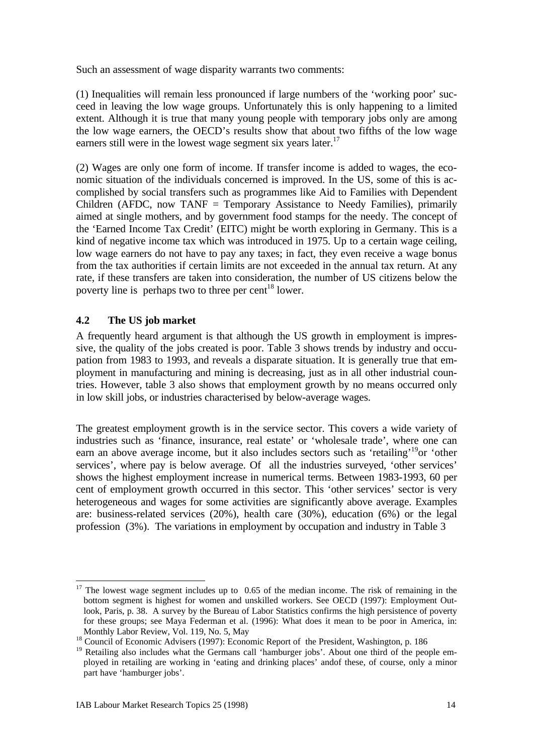Such an assessment of wage disparity warrants two comments:

(1) Inequalities will remain less pronounced if large numbers of the 'working poor' succeed in leaving the low wage groups. Unfortunately this is only happening to a limited extent. Although it is true that many young people with temporary jobs only are among the low wage earners, the OECD's results show that about two fifths of the low wage earners still were in the lowest wage segment six years later.[17]

(2) Wages are only one form of income. If transfer income is added to wages, the economic situation of the individuals concerned is improved. In the US, some of this is accomplished by social transfers such as programmes like Aid to Families with Dependent Children (AFDC, now TANF = Temporary Assistance to Needy Families), primarily aimed at single mothers, and by government food stamps for the needy. The concept of the 'Earned Income Tax Credit' (EITC) might be worth exploring in Germany. This is a kind of negative income tax which was introduced in 1975. Up to a certain wage ceiling, low wage earners do not have to pay any taxes; in fact, they even receive a wage bonus from the tax authorities if certain limits are not exceeded in the annual tax return. At any rate, if these transfers are taken into consideration, the number of US citizens below the poverty line is perhaps two to three per cent[18] lower.

### 4.2 The US job market

A frequently heard argument is that although the US growth in employment is impressive, the quality of the jobs created is poor. Table 3 shows trends by industry and occupation from 1983 to 1993, and reveals a disparate situation. It is generally true that employment in manufacturing and mining is decreasing, just as in all other industrial countries. However, table 3 also shows that employment growth by no means occurred only in low skill jobs, or industries characterised by below-average wages.

The greatest employment growth is in the service sector. This covers a wide variety of industries such as 'finance, insurance, real estate' or 'wholesale trade', where one can earn an above average income, but it also includes sectors such as 'retailing'[19] or 'other services', where pay is below average. Of all the industries surveyed, 'other services' shows the highest employment increase in numerical terms. Between 1983-1993, 60 per cent of employment growth occurred in this sector. This 'other services' sector is very heterogeneous and wages for some activities are significantly above average. Examples are: business-related services (20%), health care (30%), education (6%) or the legal profession (3%). The variations in employment by occupation and industry in Table 3

---

[17] The lowest wage segment includes up to 0.65 of the median income. The risk of remaining in the bottom segment is highest for women and unskilled workers. See OECD (1997): Employment Outlook, Paris, p. 38. A survey by the Bureau of Labor Statistics confirms the high persistence of poverty for these groups; see Maya Federman et al. (1996): What does it mean to be poor in America, in: Monthly Labor Review, Vol. 119, No. 5, May

[18] Council of Economic Advisers (1997): Economic Report of the President, Washington, p. 186

[19] Retailing also includes what the Germans call 'hamburger jobs'. About one third of the people employed in retailing are working in 'eating and drinking places' andof these, of course, only a minor part have 'hamburger jobs'.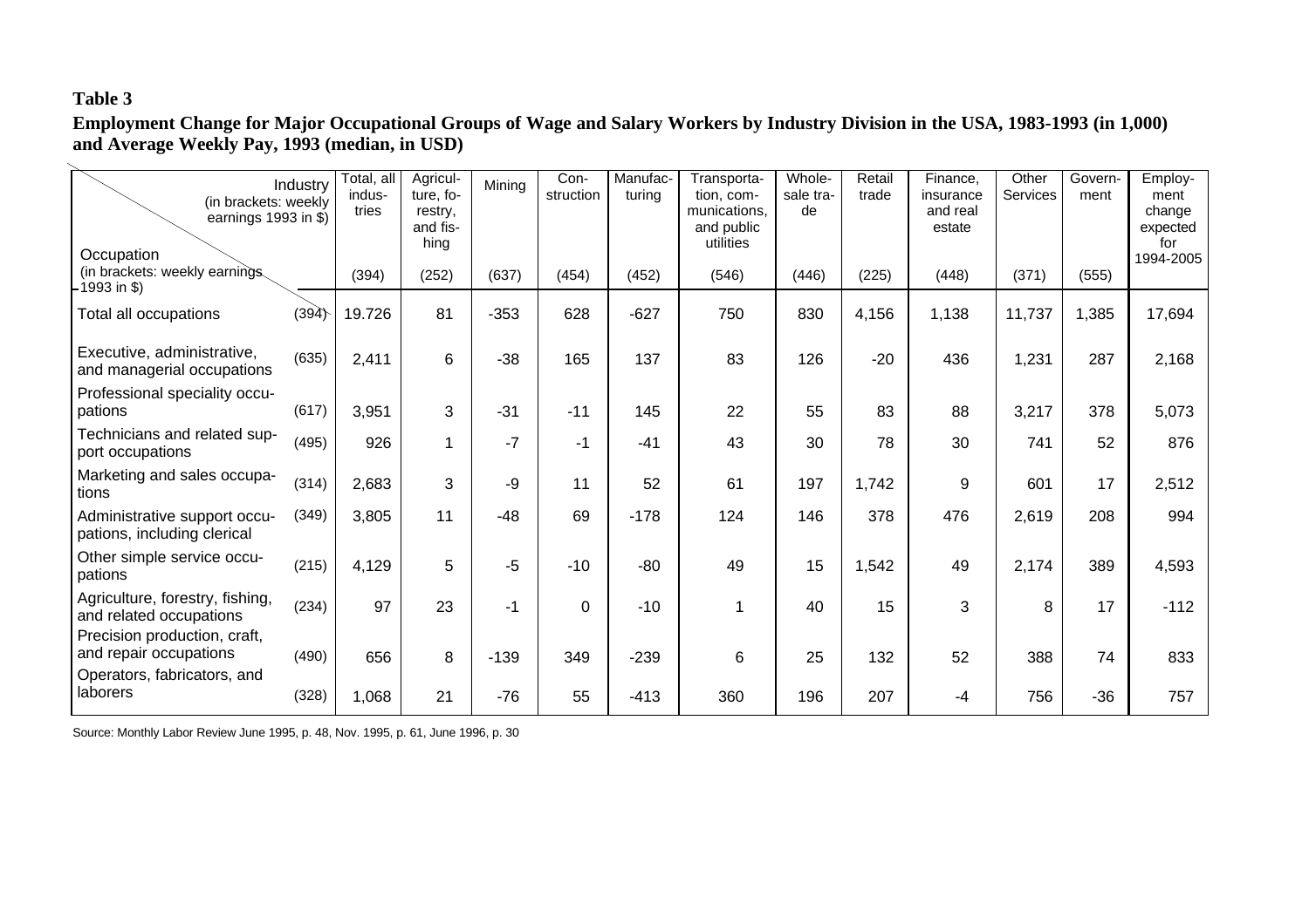**Table 3**

**Employment Change for Major Occupational Groups of Wage and Salary Workers by Industry Division in the USA, 1983-1993 (in 1,000) and Average Weekly Pay, 1993 (median, in USD)**

| Occupation (in brackets: weekly earnings 1993 in $) / Industry (in brackets: weekly earnings 1993 in $) | | Total, all industries (394) | Agriculture, forestry, and fishing (252) | Mining (637) | Construction (454) | Manufacturing (452) | Transportation, communications, and public utilities (546) | Wholesale trade (446) | Retail trade (225) | Finance, insurance and real estate (448) | Other Services (371) | Government (555) | Employment change expected for 1994-2005 |
|---|---|---|---|---|---|---|---|---|---|---|---|---|---|
| Total all occupations | (394) | 19.726 | 81 | -353 | 628 | -627 | 750 | 830 | 4,156 | 1,138 | 11,737 | 1,385 | 17,694 |
| Executive, administrative, and managerial occupations | (635) | 2,411 | 6 | -38 | 165 | 137 | 83 | 126 | -20 | 436 | 1,231 | 287 | 2,168 |
| Professional speciality occupations | (617) | 3,951 | 3 | -31 | -11 | 145 | 22 | 55 | 83 | 88 | 3,217 | 378 | 5,073 |
| Technicians and related support occupations | (495) | 926 | 1 | -7 | -1 | -41 | 43 | 30 | 78 | 30 | 741 | 52 | 876 |
| Marketing and sales occupations | (314) | 2,683 | 3 | -9 | 11 | 52 | 61 | 197 | 1,742 | 9 | 601 | 17 | 2,512 |
| Administrative support occupations, including clerical | (349) | 3,805 | 11 | -48 | 69 | -178 | 124 | 146 | 378 | 476 | 2,619 | 208 | 994 |
| Other simple service occupations | (215) | 4,129 | 5 | -5 | -10 | -80 | 49 | 15 | 1,542 | 49 | 2,174 | 389 | 4,593 |
| Agriculture, forestry, fishing, and related occupations | (234) | 97 | 23 | -1 | 0 | -10 | 1 | 40 | 15 | 3 | 8 | 17 | -112 |
| Precision production, craft, and repair occupations | (490) | 656 | 8 | -139 | 349 | -239 | 6 | 25 | 132 | 52 | 388 | 74 | 833 |
| Operators, fabricators, and laborers | (328) | 1,068 | 21 | -76 | 55 | -413 | 360 | 196 | 207 | -4 | 756 | -36 | 757 |

Source: Monthly Labor Review June 1995, p. 48, Nov. 1995, p. 61, June 1996, p. 30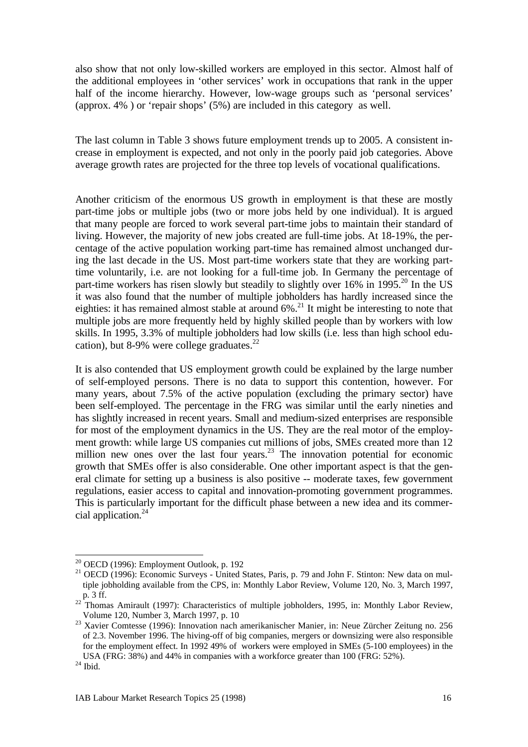also show that not only low-skilled workers are employed in this sector. Almost half of the additional employees in 'other services' work in occupations that rank in the upper half of the income hierarchy. However, low-wage groups such as 'personal services' (approx. 4% ) or 'repair shops' (5%) are included in this category as well.

The last column in Table 3 shows future employment trends up to 2005. A consistent increase in employment is expected, and not only in the poorly paid job categories. Above average growth rates are projected for the three top levels of vocational qualifications.

Another criticism of the enormous US growth in employment is that these are mostly part-time jobs or multiple jobs (two or more jobs held by one individual). It is argued that many people are forced to work several part-time jobs to maintain their standard of living. However, the majority of new jobs created are full-time jobs. At 18-19%, the percentage of the active population working part-time has remained almost unchanged during the last decade in the US. Most part-time workers state that they are working part-time voluntarily, i.e. are not looking for a full-time job. In Germany the percentage of part-time workers has risen slowly but steadily to slightly over 16% in 1995.[20] In the US it was also found that the number of multiple jobholders has hardly increased since the eighties: it has remained almost stable at around 6%.[21] It might be interesting to note that multiple jobs are more frequently held by highly skilled people than by workers with low skills. In 1995, 3.3% of multiple jobholders had low skills (i.e. less than high school education), but 8-9% were college graduates.[22]

It is also contended that US employment growth could be explained by the large number of self-employed persons. There is no data to support this contention, however. For many years, about 7.5% of the active population (excluding the primary sector) have been self-employed. The percentage in the FRG was similar until the early nineties and has slightly increased in recent years. Small and medium-sized enterprises are responsible for most of the employment dynamics in the US. They are the real motor of the employment growth: while large US companies cut millions of jobs, SMEs created more than 12 million new ones over the last four years.[23] The innovation potential for economic growth that SMEs offer is also considerable. One other important aspect is that the general climate for setting up a business is also positive -- moderate taxes, few government regulations, easier access to capital and innovation-promoting government programmes. This is particularly important for the difficult phase between a new idea and its commercial application.[24]

---

[20] OECD (1996): Employment Outlook, p. 192

[21] OECD (1996): Economic Surveys - United States, Paris, p. 79 and John F. Stinton: New data on multiple jobholding available from the CPS, in: Monthly Labor Review, Volume 120, No. 3, March 1997, p. 3 ff.

[22] Thomas Amirault (1997): Characteristics of multiple jobholders, 1995, in: Monthly Labor Review, Volume 120, Number 3, March 1997, p. 10

[23] Xavier Comtesse (1996): Innovation nach amerikanischer Manier, in: Neue Zürcher Zeitung no. 256 of 2.3. November 1996. The hiving-off of big companies, mergers or downsizing were also responsible for the employment effect. In 1992 49% of workers were employed in SMEs (5-100 employees) in the USA (FRG: 38%) and 44% in companies with a workforce greater than 100 (FRG: 52%).

[24] Ibid.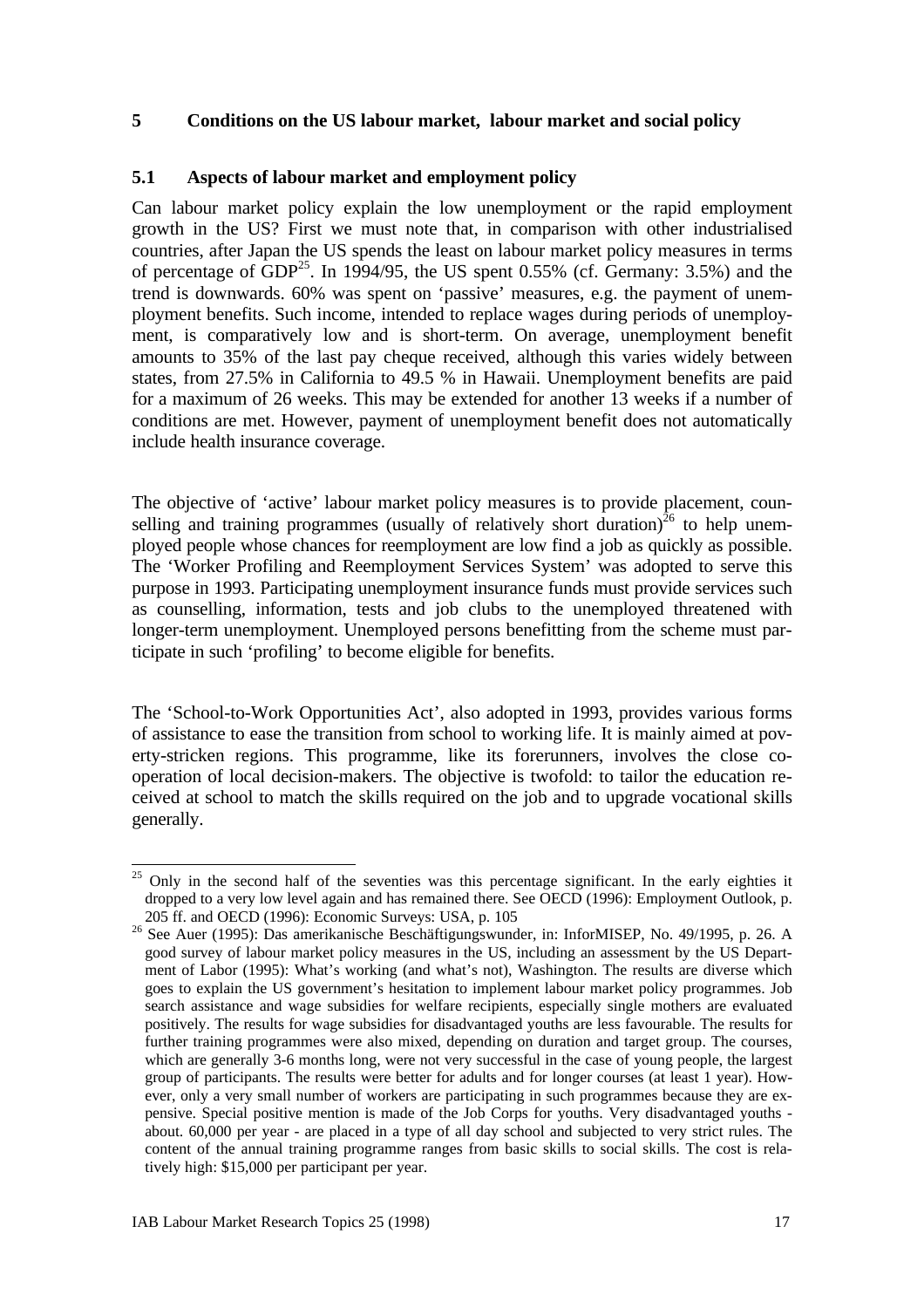## 5 Conditions on the US labour market, labour market and social policy

### 5.1 Aspects of labour market and employment policy

Can labour market policy explain the low unemployment or the rapid employment growth in the US? First we must note that, in comparison with other industrialised countries, after Japan the US spends the least on labour market policy measures in terms of percentage of GDP[25]. In 1994/95, the US spent 0.55% (cf. Germany: 3.5%) and the trend is downwards. 60% was spent on 'passive' measures, e.g. the payment of unemployment benefits. Such income, intended to replace wages during periods of unemployment, is comparatively low and is short-term. On average, unemployment benefit amounts to 35% of the last pay cheque received, although this varies widely between states, from 27.5% in California to 49.5 % in Hawaii. Unemployment benefits are paid for a maximum of 26 weeks. This may be extended for another 13 weeks if a number of conditions are met. However, payment of unemployment benefit does not automatically include health insurance coverage.

The objective of 'active' labour market policy measures is to provide placement, counselling and training programmes (usually of relatively short duration)[26] to help unemployed people whose chances for reemployment are low find a job as quickly as possible. The 'Worker Profiling and Reemployment Services System' was adopted to serve this purpose in 1993. Participating unemployment insurance funds must provide services such as counselling, information, tests and job clubs to the unemployed threatened with longer-term unemployment. Unemployed persons benefitting from the scheme must participate in such 'profiling' to become eligible for benefits.

The 'School-to-Work Opportunities Act', also adopted in 1993, provides various forms of assistance to ease the transition from school to working life. It is mainly aimed at poverty-stricken regions. This programme, like its forerunners, involves the close co-operation of local decision-makers. The objective is twofold: to tailor the education received at school to match the skills required on the job and to upgrade vocational skills generally.

---

[25] Only in the second half of the seventies was this percentage significant. In the early eighties it dropped to a very low level again and has remained there. See OECD (1996): Employment Outlook, p. 205 ff. and OECD (1996): Economic Surveys: USA, p. 105

[26] See Auer (1995): Das amerikanische Beschäftigungswunder, in: InforMISEP, No. 49/1995, p. 26. A good survey of labour market policy measures in the US, including an assessment by the US Department of Labor (1995): What's working (and what's not), Washington. The results are diverse which goes to explain the US government's hesitation to implement labour market policy programmes. Job search assistance and wage subsidies for welfare recipients, especially single mothers are evaluated positively. The results for wage subsidies for disadvantaged youths are less favourable. The results for further training programmes were also mixed, depending on duration and target group. The courses, which are generally 3-6 months long, were not very successful in the case of young people, the largest group of participants. The results were better for adults and for longer courses (at least 1 year). However, only a very small number of workers are participating in such programmes because they are expensive. Special positive mention is made of the Job Corps for youths. Very disadvantaged youths - about. 60,000 per year - are placed in a type of all day school and subjected to very strict rules. The content of the annual training programme ranges from basic skills to social skills. The cost is relatively high: $15,000 per participant per year.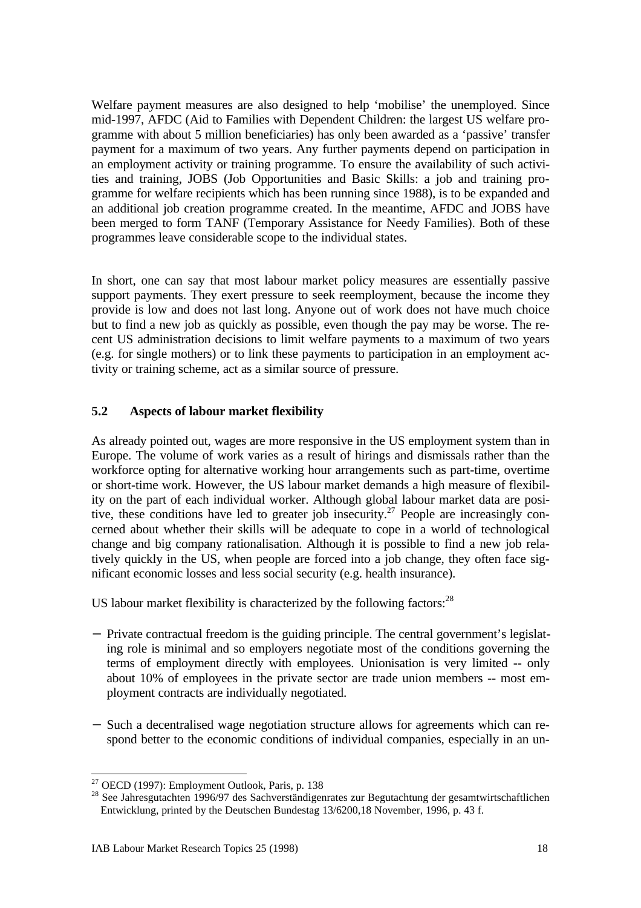Welfare payment measures are also designed to help 'mobilise' the unemployed. Since mid-1997, AFDC (Aid to Families with Dependent Children: the largest US welfare programme with about 5 million beneficiaries) has only been awarded as a 'passive' transfer payment for a maximum of two years. Any further payments depend on participation in an employment activity or training programme. To ensure the availability of such activities and training, JOBS (Job Opportunities and Basic Skills: a job and training programme for welfare recipients which has been running since 1988), is to be expanded and an additional job creation programme created. In the meantime, AFDC and JOBS have been merged to form TANF (Temporary Assistance for Needy Families). Both of these programmes leave considerable scope to the individual states.

In short, one can say that most labour market policy measures are essentially passive support payments. They exert pressure to seek reemployment, because the income they provide is low and does not last long. Anyone out of work does not have much choice but to find a new job as quickly as possible, even though the pay may be worse. The recent US administration decisions to limit welfare payments to a maximum of two years (e.g. for single mothers) or to link these payments to participation in an employment activity or training scheme, act as a similar source of pressure.

### 5.2 Aspects of labour market flexibility

As already pointed out, wages are more responsive in the US employment system than in Europe. The volume of work varies as a result of hirings and dismissals rather than the workforce opting for alternative working hour arrangements such as part-time, overtime or short-time work. However, the US labour market demands a high measure of flexibility on the part of each individual worker. Although global labour market data are positive, these conditions have led to greater job insecurity.[27] People are increasingly concerned about whether their skills will be adequate to cope in a world of technological change and big company rationalisation. Although it is possible to find a new job relatively quickly in the US, when people are forced into a job change, they often face significant economic losses and less social security (e.g. health insurance).

US labour market flexibility is characterized by the following factors:[28]

- Private contractual freedom is the guiding principle. The central government's legislating role is minimal and so employers negotiate most of the conditions governing the terms of employment directly with employees. Unionisation is very limited -- only about 10% of employees in the private sector are trade union members -- most employment contracts are individually negotiated.

- Such a decentralised wage negotiation structure allows for agreements which can respond better to the economic conditions of individual companies, especially in an un-

[27] OECD (1997): Employment Outlook, Paris, p. 138

[28] See Jahresgutachten 1996/97 des Sachverständigenrates zur Begutachtung der gesamtwirtschaftlichen Entwicklung, printed by the Deutschen Bundestag 13/6200,18 November, 1996, p. 43 f.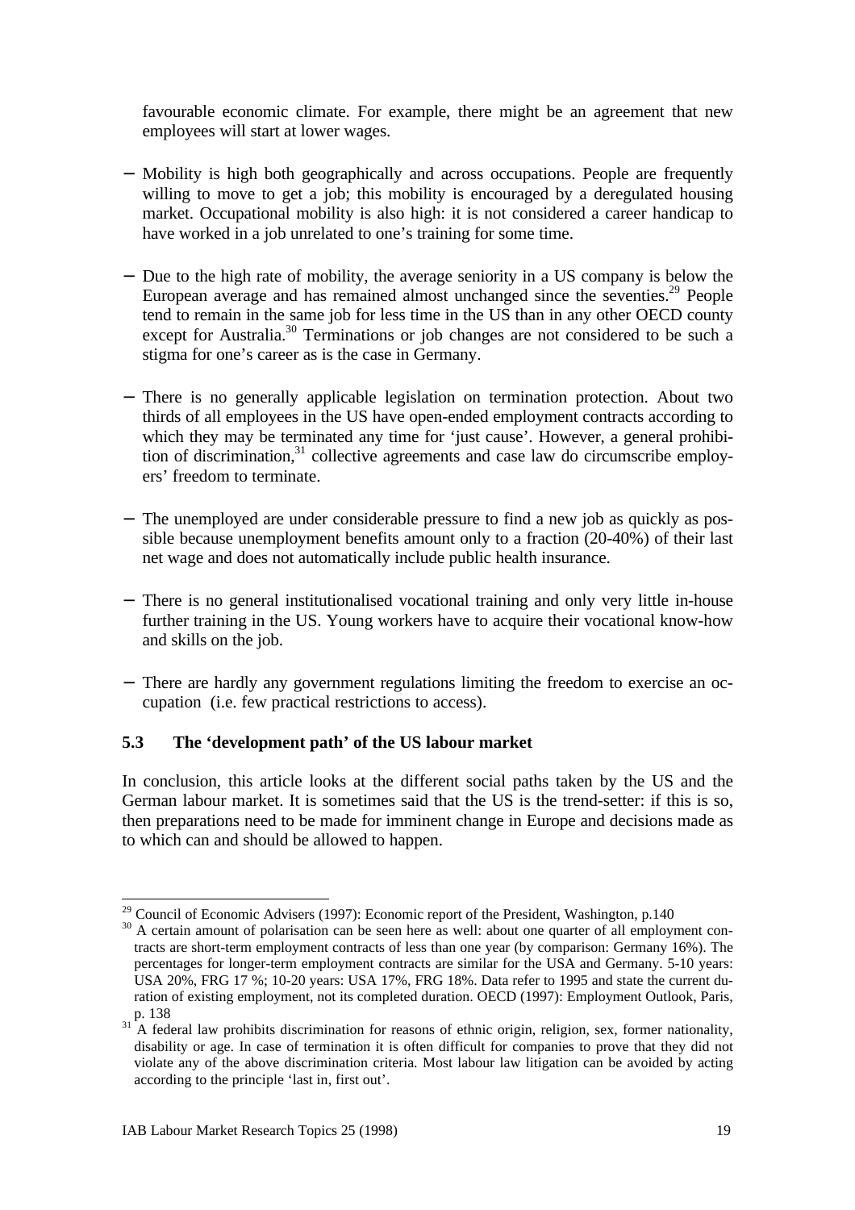favourable economic climate. For example, there might be an agreement that new employees will start at lower wages.

- Mobility is high both geographically and across occupations. People are frequently willing to move to get a job; this mobility is encouraged by a deregulated housing market. Occupational mobility is also high: it is not considered a career handicap to have worked in a job unrelated to one's training for some time.

- Due to the high rate of mobility, the average seniority in a US company is below the European average and has remained almost unchanged since the seventies.[29] People tend to remain in the same job for less time in the US than in any other OECD county except for Australia.[30] Terminations or job changes are not considered to be such a stigma for one's career as is the case in Germany.

- There is no generally applicable legislation on termination protection. About two thirds of all employees in the US have open-ended employment contracts according to which they may be terminated any time for 'just cause'. However, a general prohibition of discrimination,[31] collective agreements and case law do circumscribe employers' freedom to terminate.

- The unemployed are under considerable pressure to find a new job as quickly as possible because unemployment benefits amount only to a fraction (20-40%) of their last net wage and does not automatically include public health insurance.

- There is no general institutionalised vocational training and only very little in-house further training in the US. Young workers have to acquire their vocational know-how and skills on the job.

- There are hardly any government regulations limiting the freedom to exercise an occupation (i.e. few practical restrictions to access).

### 5.3 The 'development path' of the US labour market

In conclusion, this article looks at the different social paths taken by the US and the German labour market. It is sometimes said that the US is the trend-setter: if this is so, then preparations need to be made for imminent change in Europe and decisions made as to which can and should be allowed to happen.

---

[29] Council of Economic Advisers (1997): Economic report of the President, Washington, p.140

[30] A certain amount of polarisation can be seen here as well: about one quarter of all employment contracts are short-term employment contracts of less than one year (by comparison: Germany 16%). The percentages for longer-term employment contracts are similar for the USA and Germany. 5-10 years: USA 20%, FRG 17 %; 10-20 years: USA 17%, FRG 18%. Data refer to 1995 and state the current duration of existing employment, not its completed duration. OECD (1997): Employment Outlook, Paris, p. 138

[31] A federal law prohibits discrimination for reasons of ethnic origin, religion, sex, former nationality, disability or age. In case of termination it is often difficult for companies to prove that they did not violate any of the above discrimination criteria. Most labour law litigation can be avoided by acting according to the principle 'last in, first out'.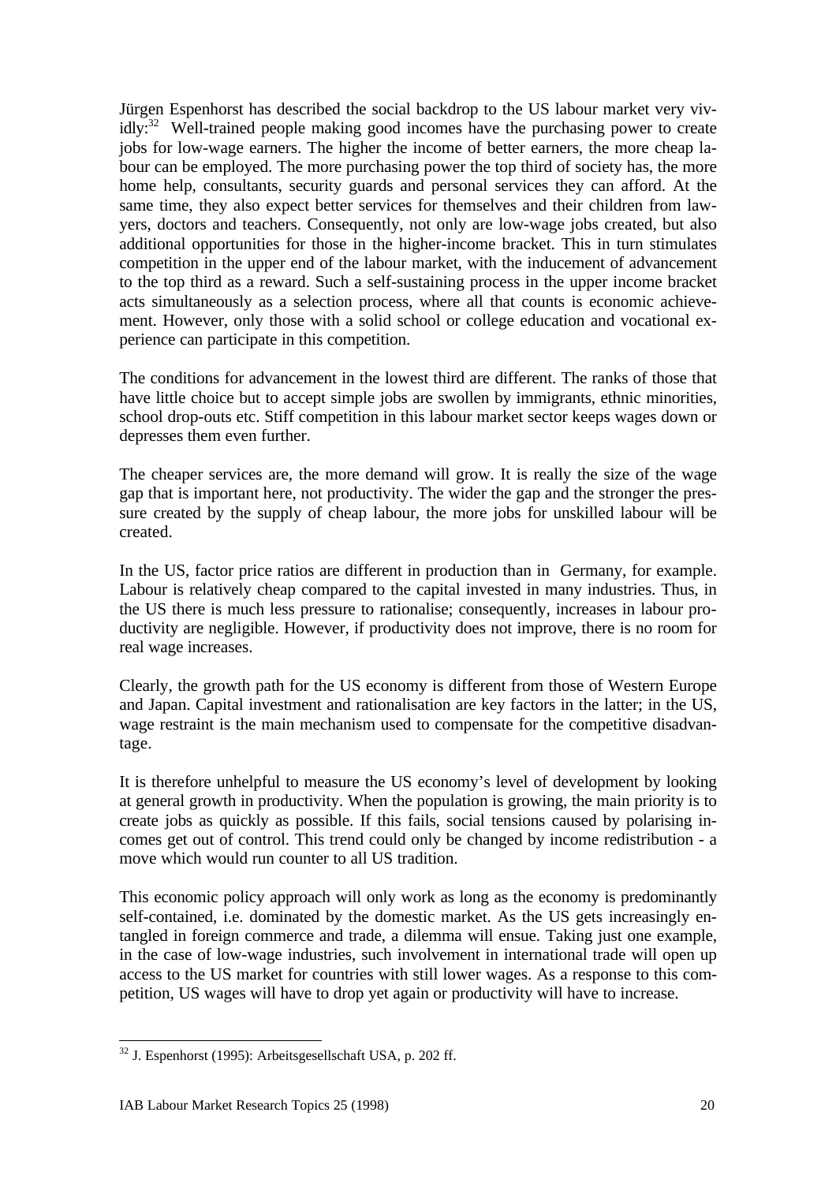Jürgen Espenhorst has described the social backdrop to the US labour market very vividly:[32] Well-trained people making good incomes have the purchasing power to create jobs for low-wage earners. The higher the income of better earners, the more cheap labour can be employed. The more purchasing power the top third of society has, the more home help, consultants, security guards and personal services they can afford. At the same time, they also expect better services for themselves and their children from lawyers, doctors and teachers. Consequently, not only are low-wage jobs created, but also additional opportunities for those in the higher-income bracket. This in turn stimulates competition in the upper end of the labour market, with the inducement of advancement to the top third as a reward. Such a self-sustaining process in the upper income bracket acts simultaneously as a selection process, where all that counts is economic achievement. However, only those with a solid school or college education and vocational experience can participate in this competition.

The conditions for advancement in the lowest third are different. The ranks of those that have little choice but to accept simple jobs are swollen by immigrants, ethnic minorities, school drop-outs etc. Stiff competition in this labour market sector keeps wages down or depresses them even further.

The cheaper services are, the more demand will grow. It is really the size of the wage gap that is important here, not productivity. The wider the gap and the stronger the pressure created by the supply of cheap labour, the more jobs for unskilled labour will be created.

In the US, factor price ratios are different in production than in Germany, for example. Labour is relatively cheap compared to the capital invested in many industries. Thus, in the US there is much less pressure to rationalise; consequently, increases in labour productivity are negligible. However, if productivity does not improve, there is no room for real wage increases.

Clearly, the growth path for the US economy is different from those of Western Europe and Japan. Capital investment and rationalisation are key factors in the latter; in the US, wage restraint is the main mechanism used to compensate for the competitive disadvantage.

It is therefore unhelpful to measure the US economy's level of development by looking at general growth in productivity. When the population is growing, the main priority is to create jobs as quickly as possible. If this fails, social tensions caused by polarising incomes get out of control. This trend could only be changed by income redistribution - a move which would run counter to all US tradition.

This economic policy approach will only work as long as the economy is predominantly self-contained, i.e. dominated by the domestic market. As the US gets increasingly entangled in foreign commerce and trade, a dilemma will ensue. Taking just one example, in the case of low-wage industries, such involvement in international trade will open up access to the US market for countries with still lower wages. As a response to this competition, US wages will have to drop yet again or productivity will have to increase.

[32] J. Espenhorst (1995): Arbeitsgesellschaft USA, p. 202 ff.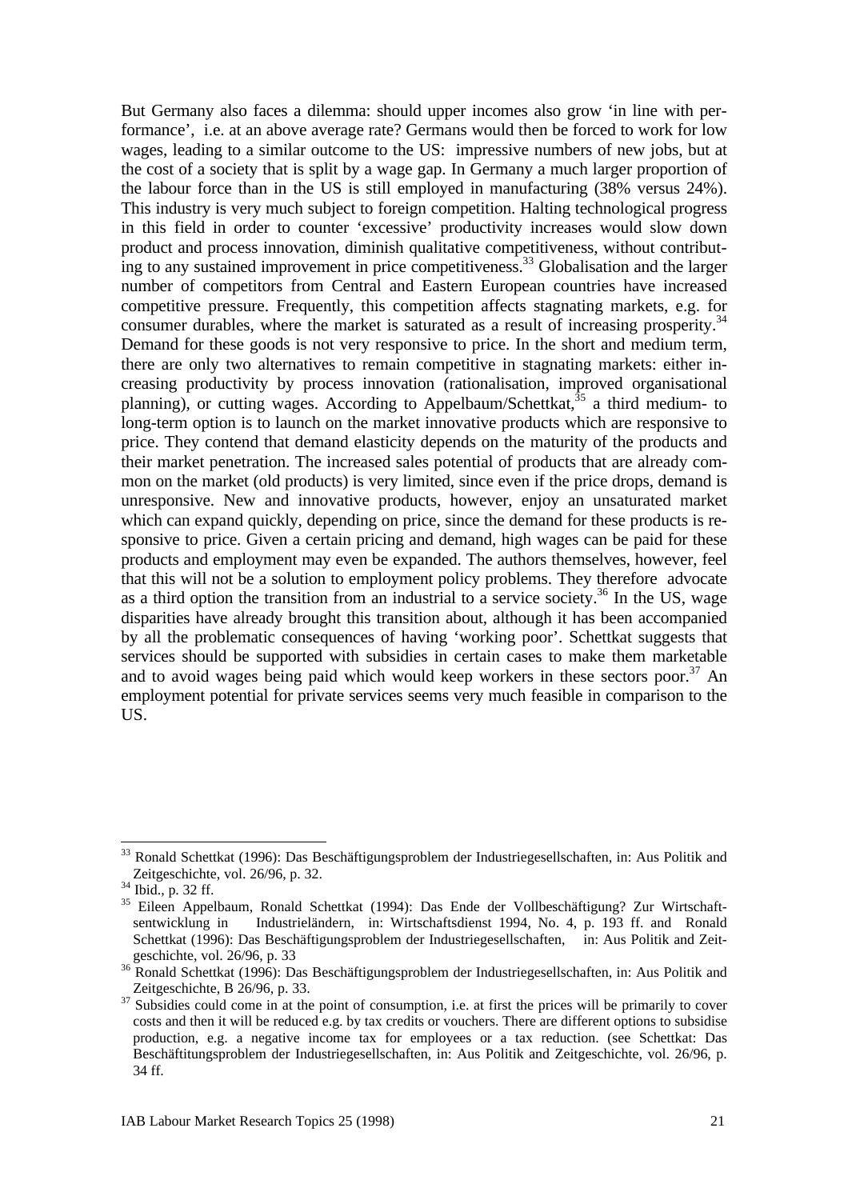But Germany also faces a dilemma: should upper incomes also grow 'in line with performance', i.e. at an above average rate? Germans would then be forced to work for low wages, leading to a similar outcome to the US: impressive numbers of new jobs, but at the cost of a society that is split by a wage gap. In Germany a much larger proportion of the labour force than in the US is still employed in manufacturing (38% versus 24%). This industry is very much subject to foreign competition. Halting technological progress in this field in order to counter 'excessive' productivity increases would slow down product and process innovation, diminish qualitative competitiveness, without contributing to any sustained improvement in price competitiveness.[33] Globalisation and the larger number of competitors from Central and Eastern European countries have increased competitive pressure. Frequently, this competition affects stagnating markets, e.g. for consumer durables, where the market is saturated as a result of increasing prosperity.[34] Demand for these goods is not very responsive to price. In the short and medium term, there are only two alternatives to remain competitive in stagnating markets: either increasing productivity by process innovation (rationalisation, improved organisational planning), or cutting wages. According to Appelbaum/Schettkat,[35] a third medium- to long-term option is to launch on the market innovative products which are responsive to price. They contend that demand elasticity depends on the maturity of the products and their market penetration. The increased sales potential of products that are already common on the market (old products) is very limited, since even if the price drops, demand is unresponsive. New and innovative products, however, enjoy an unsaturated market which can expand quickly, depending on price, since the demand for these products is responsive to price. Given a certain pricing and demand, high wages can be paid for these products and employment may even be expanded. The authors themselves, however, feel that this will not be a solution to employment policy problems. They therefore advocate as a third option the transition from an industrial to a service society.[36] In the US, wage disparities have already brought this transition about, although it has been accompanied by all the problematic consequences of having 'working poor'. Schettkat suggests that services should be supported with subsidies in certain cases to make them marketable and to avoid wages being paid which would keep workers in these sectors poor.[37] An employment potential for private services seems very much feasible in comparison to the US.

---

[33] Ronald Schettkat (1996): Das Beschäftigungsproblem der Industriegesellschaften, in: Aus Politik and Zeitgeschichte, vol. 26/96, p. 32.

[34] Ibid., p. 32 ff.

[35] Eileen Appelbaum, Ronald Schettkat (1994): Das Ende der Vollbeschäftigung? Zur Wirtschaftsentwicklung in Industrieländern, in: Wirtschaftsdienst 1994, No. 4, p. 193 ff. and Ronald Schettkat (1996): Das Beschäftigungsproblem der Industriegesellschaften, in: Aus Politik and Zeitgeschichte, vol. 26/96, p. 33

[36] Ronald Schettkat (1996): Das Beschäftigungsproblem der Industriegesellschaften, in: Aus Politik and Zeitgeschichte, B 26/96, p. 33.

[37] Subsidies could come in at the point of consumption, i.e. at first the prices will be primarily to cover costs and then it will be reduced e.g. by tax credits or vouchers. There are different options to subsidise production, e.g. a negative income tax for employees or a tax reduction. (see Schettkat: Das Beschäftitungsproblem der Industriegesellschaften, in: Aus Politik and Zeitgeschichte, vol. 26/96, p. 34 ff.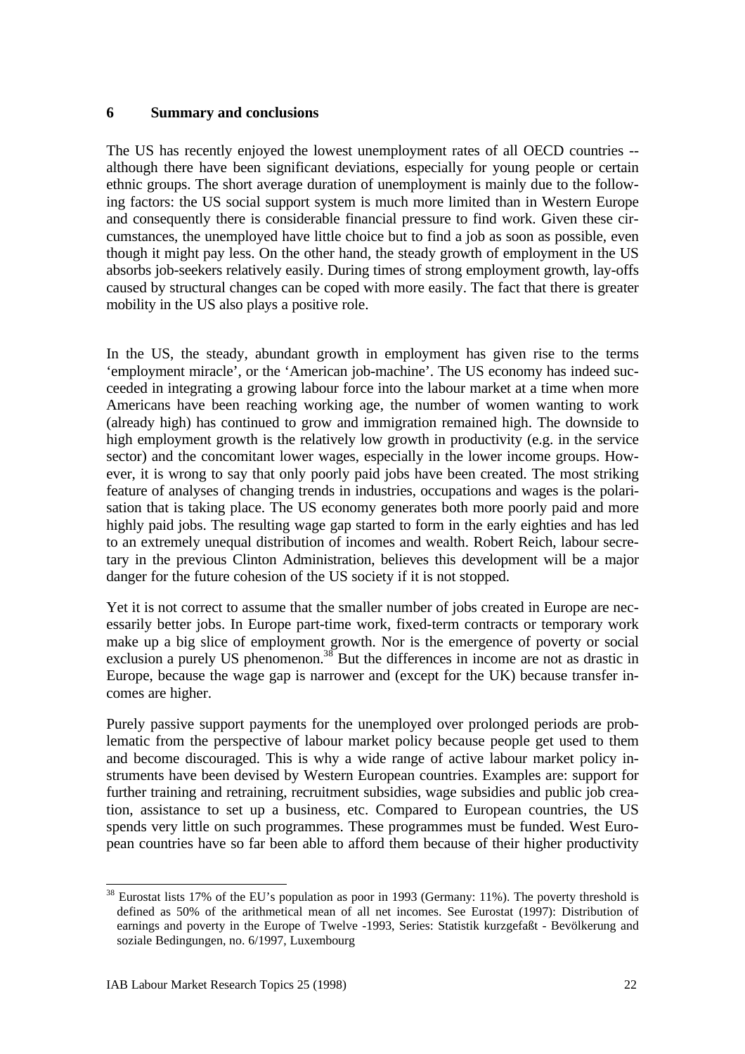## 6 Summary and conclusions

The US has recently enjoyed the lowest unemployment rates of all OECD countries -- although there have been significant deviations, especially for young people or certain ethnic groups. The short average duration of unemployment is mainly due to the following factors: the US social support system is much more limited than in Western Europe and consequently there is considerable financial pressure to find work. Given these circumstances, the unemployed have little choice but to find a job as soon as possible, even though it might pay less. On the other hand, the steady growth of employment in the US absorbs job-seekers relatively easily. During times of strong employment growth, lay-offs caused by structural changes can be coped with more easily. The fact that there is greater mobility in the US also plays a positive role.

In the US, the steady, abundant growth in employment has given rise to the terms 'employment miracle', or the 'American job-machine'. The US economy has indeed succeeded in integrating a growing labour force into the labour market at a time when more Americans have been reaching working age, the number of women wanting to work (already high) has continued to grow and immigration remained high. The downside to high employment growth is the relatively low growth in productivity (e.g. in the service sector) and the concomitant lower wages, especially in the lower income groups. However, it is wrong to say that only poorly paid jobs have been created. The most striking feature of analyses of changing trends in industries, occupations and wages is the polarisation that is taking place. The US economy generates both more poorly paid and more highly paid jobs. The resulting wage gap started to form in the early eighties and has led to an extremely unequal distribution of incomes and wealth. Robert Reich, labour secretary in the previous Clinton Administration, believes this development will be a major danger for the future cohesion of the US society if it is not stopped.

Yet it is not correct to assume that the smaller number of jobs created in Europe are necessarily better jobs. In Europe part-time work, fixed-term contracts or temporary work make up a big slice of employment growth. Nor is the emergence of poverty or social exclusion a purely US phenomenon.[38] But the differences in income are not as drastic in Europe, because the wage gap is narrower and (except for the UK) because transfer incomes are higher.

Purely passive support payments for the unemployed over prolonged periods are problematic from the perspective of labour market policy because people get used to them and become discouraged. This is why a wide range of active labour market policy instruments have been devised by Western European countries. Examples are: support for further training and retraining, recruitment subsidies, wage subsidies and public job creation, assistance to set up a business, etc. Compared to European countries, the US spends very little on such programmes. These programmes must be funded. West European countries have so far been able to afford them because of their higher productivity

[38] Eurostat lists 17% of the EU's population as poor in 1993 (Germany: 11%). The poverty threshold is defined as 50% of the arithmetical mean of all net incomes. See Eurostat (1997): Distribution of earnings and poverty in the Europe of Twelve -1993, Series: Statistik kurzgefaßt - Bevölkerung and soziale Bedingungen, no. 6/1997, Luxembourg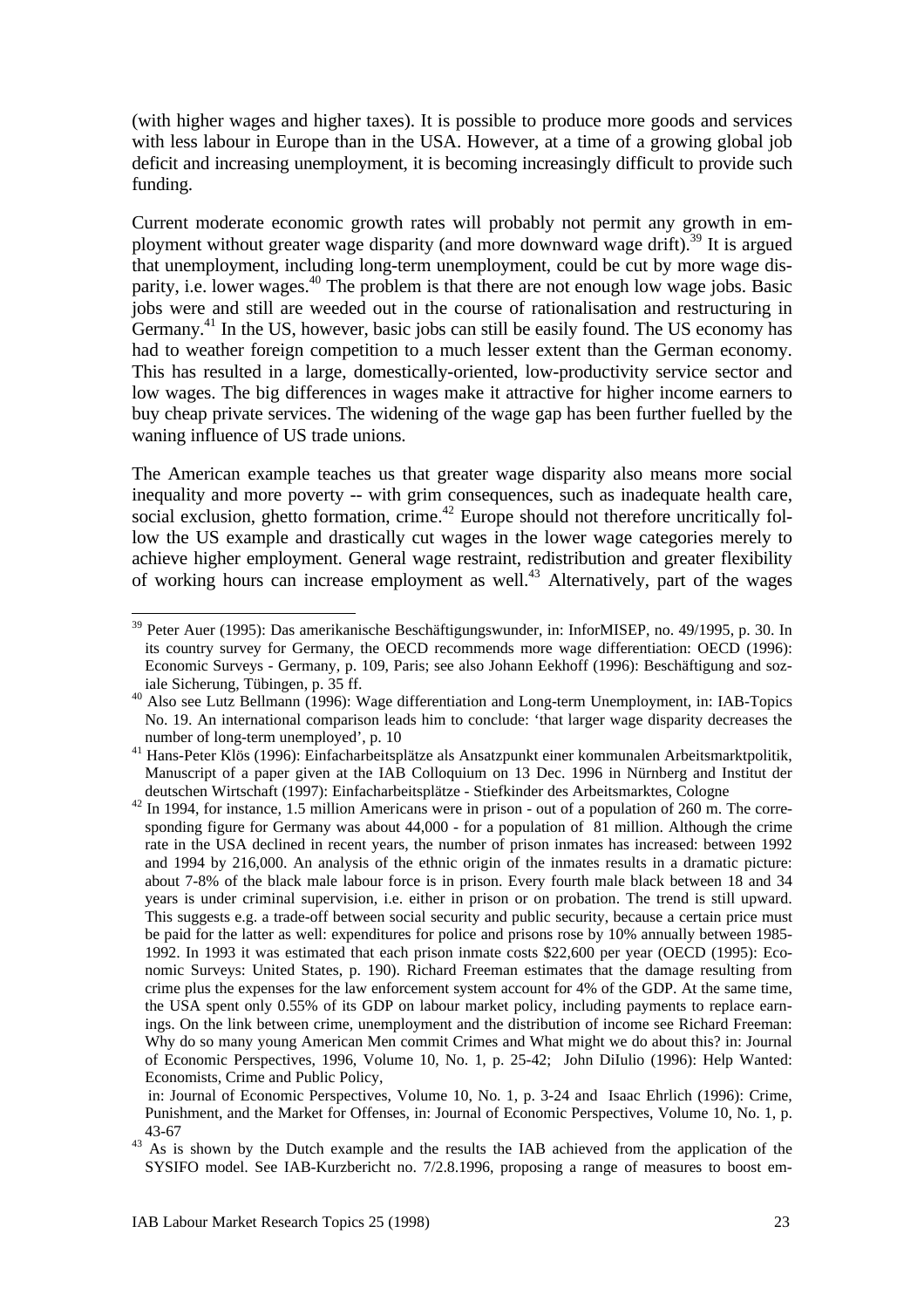(with higher wages and higher taxes). It is possible to produce more goods and services with less labour in Europe than in the USA. However, at a time of a growing global job deficit and increasing unemployment, it is becoming increasingly difficult to provide such funding.

Current moderate economic growth rates will probably not permit any growth in employment without greater wage disparity (and more downward wage drift).[39] It is argued that unemployment, including long-term unemployment, could be cut by more wage disparity, i.e. lower wages.[40] The problem is that there are not enough low wage jobs. Basic jobs were and still are weeded out in the course of rationalisation and restructuring in Germany.[41] In the US, however, basic jobs can still be easily found. The US economy has had to weather foreign competition to a much lesser extent than the German economy. This has resulted in a large, domestically-oriented, low-productivity service sector and low wages. The big differences in wages make it attractive for higher income earners to buy cheap private services. The widening of the wage gap has been further fuelled by the waning influence of US trade unions.

The American example teaches us that greater wage disparity also means more social inequality and more poverty -- with grim consequences, such as inadequate health care, social exclusion, ghetto formation, crime.[42] Europe should not therefore uncritically follow the US example and drastically cut wages in the lower wage categories merely to achieve higher employment. General wage restraint, redistribution and greater flexibility of working hours can increase employment as well.[43] Alternatively, part of the wages

---

[39] Peter Auer (1995): Das amerikanische Beschäftigungswunder, in: InforMISEP, no. 49/1995, p. 30. In its country survey for Germany, the OECD recommends more wage differentiation: OECD (1996): Economic Surveys - Germany, p. 109, Paris; see also Johann Eekhoff (1996): Beschäftigung and soziale Sicherung, Tübingen, p. 35 ff.

[40] Also see Lutz Bellmann (1996): Wage differentiation and Long-term Unemployment, in: IAB-Topics No. 19. An international comparison leads him to conclude: 'that larger wage disparity decreases the number of long-term unemployed', p. 10

[41] Hans-Peter Klös (1996): Einfacharbeitsplätze als Ansatzpunkt einer kommunalen Arbeitsmarktpolitik, Manuscript of a paper given at the IAB Colloquium on 13 Dec. 1996 in Nürnberg and Institut der deutschen Wirtschaft (1997): Einfacharbeitsplätze - Stiefkinder des Arbeitsmarktes, Cologne

[42] In 1994, for instance, 1.5 million Americans were in prison - out of a population of 260 m. The corresponding figure for Germany was about 44,000 - for a population of 81 million. Although the crime rate in the USA declined in recent years, the number of prison inmates has increased: between 1992 and 1994 by 216,000. An analysis of the ethnic origin of the inmates results in a dramatic picture: about 7-8% of the black male labour force is in prison. Every fourth male black between 18 and 34 years is under criminal supervision, i.e. either in prison or on probation. The trend is still upward. This suggests e.g. a trade-off between social security and public security, because a certain price must be paid for the latter as well: expenditures for police and prisons rose by 10% annually between 1985-1992. In 1993 it was estimated that each prison inmate costs \$22,600 per year (OECD (1995): Economic Surveys: United States, p. 190). Richard Freeman estimates that the damage resulting from crime plus the expenses for the law enforcement system account for 4% of the GDP. At the same time, the USA spent only 0.55% of its GDP on labour market policy, including payments to replace earnings. On the link between crime, unemployment and the distribution of income see Richard Freeman: Why do so many young American Men commit Crimes and What might we do about this? in: Journal of Economic Perspectives, 1996, Volume 10, No. 1, p. 25-42; John DiIulio (1996): Help Wanted: Economists, Crime and Public Policy, in: Journal of Economic Perspectives, Volume 10, No. 1, p. 3-24 and Isaac Ehrlich (1996): Crime, Punishment, and the Market for Offenses, in: Journal of Economic Perspectives, Volume 10, No. 1, p. 43-67

[43] As is shown by the Dutch example and the results the IAB achieved from the application of the SYSIFO model. See IAB-Kurzbericht no. 7/2.8.1996, proposing a range of measures to boost em-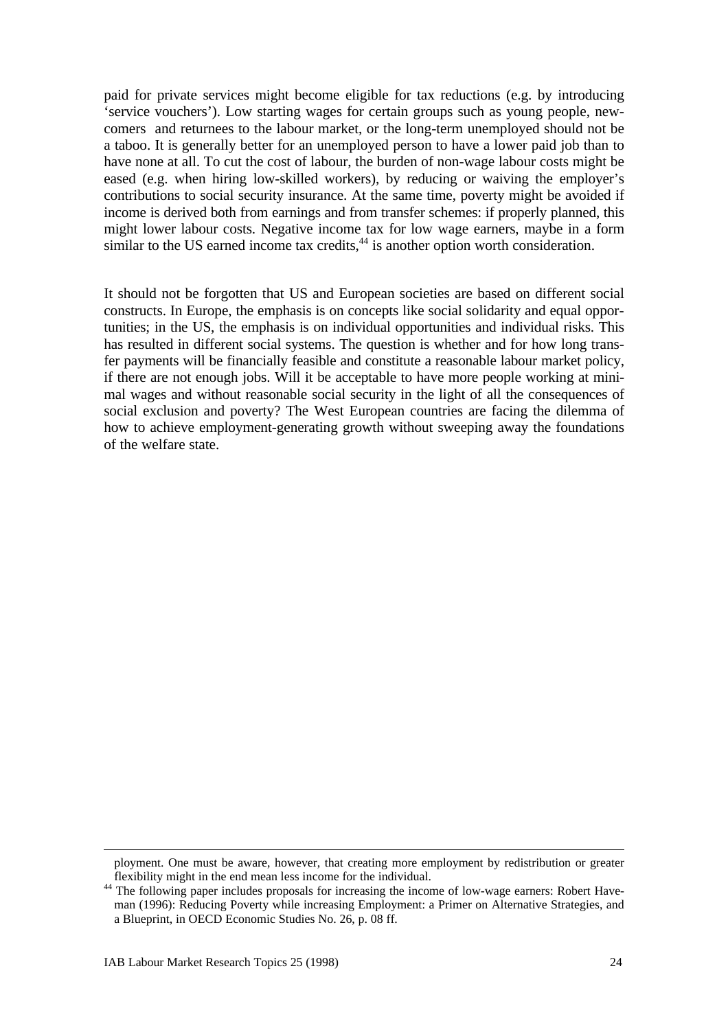paid for private services might become eligible for tax reductions (e.g. by introducing 'service vouchers'). Low starting wages for certain groups such as young people, newcomers and returnees to the labour market, or the long-term unemployed should not be a taboo. It is generally better for an unemployed person to have a lower paid job than to have none at all. To cut the cost of labour, the burden of non-wage labour costs might be eased (e.g. when hiring low-skilled workers), by reducing or waiving the employer's contributions to social security insurance. At the same time, poverty might be avoided if income is derived both from earnings and from transfer schemes: if properly planned, this might lower labour costs. Negative income tax for low wage earners, maybe in a form similar to the US earned income tax credits,[44] is another option worth consideration.

It should not be forgotten that US and European societies are based on different social constructs. In Europe, the emphasis is on concepts like social solidarity and equal opportunities; in the US, the emphasis is on individual opportunities and individual risks. This has resulted in different social systems. The question is whether and for how long transfer payments will be financially feasible and constitute a reasonable labour market policy, if there are not enough jobs. Will it be acceptable to have more people working at minimal wages and without reasonable social security in the light of all the consequences of social exclusion and poverty? The West European countries are facing the dilemma of how to achieve employment-generating growth without sweeping away the foundations of the welfare state.

---

ployment. One must be aware, however, that creating more employment by redistribution or greater flexibility might in the end mean less income for the individual.

[44] The following paper includes proposals for increasing the income of low-wage earners: Robert Haveman (1996): Reducing Poverty while increasing Employment: a Primer on Alternative Strategies, and a Blueprint, in OECD Economic Studies No. 26, p. 08 ff.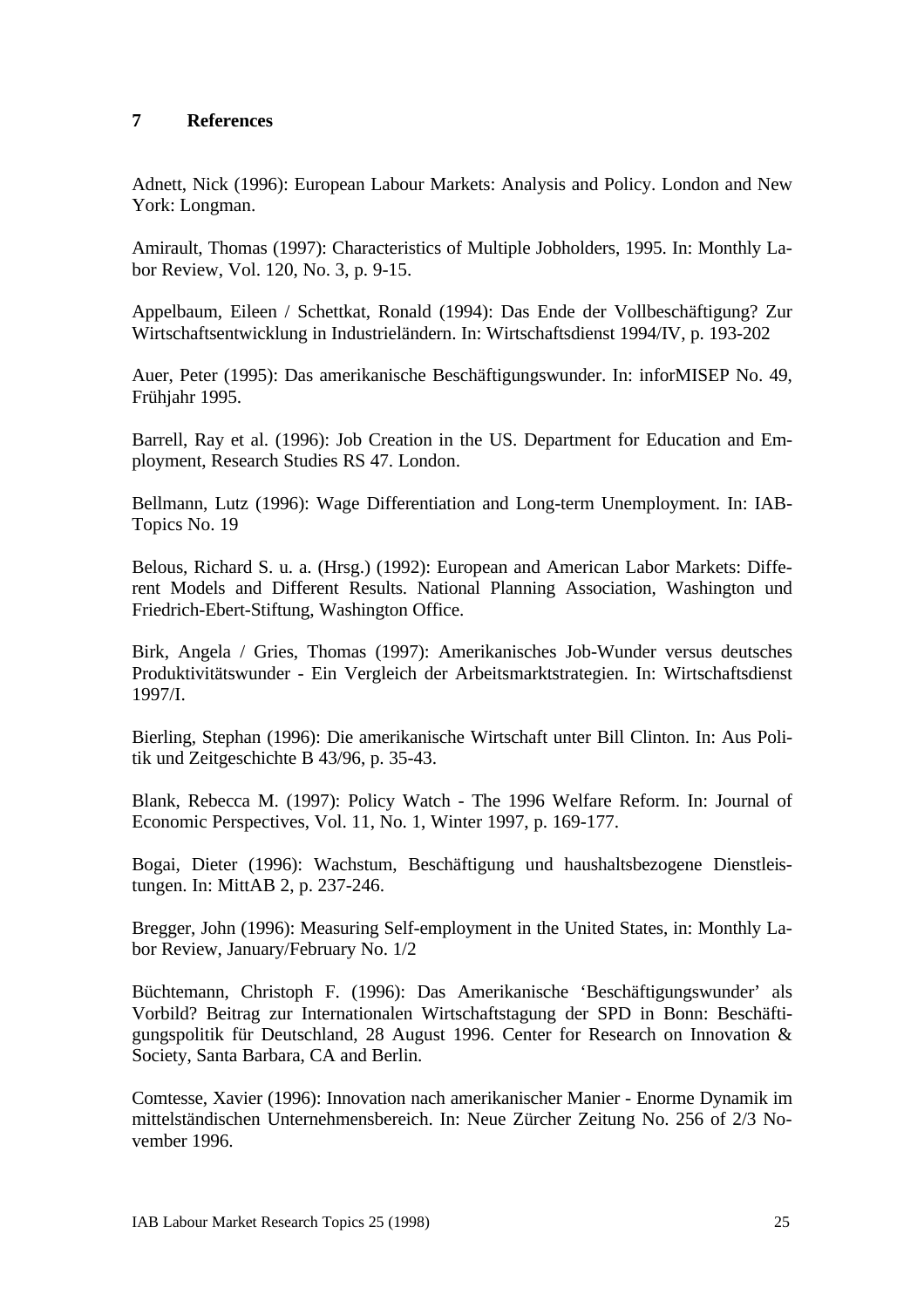# 7 References

Adnett, Nick (1996): European Labour Markets: Analysis and Policy. London and New York: Longman.

Amirault, Thomas (1997): Characteristics of Multiple Jobholders, 1995. In: Monthly Labor Review, Vol. 120, No. 3, p. 9-15.

Appelbaum, Eileen / Schettkat, Ronald (1994): Das Ende der Vollbeschäftigung? Zur Wirtschaftsentwicklung in Industrieländern. In: Wirtschaftsdienst 1994/IV, p. 193-202

Auer, Peter (1995): Das amerikanische Beschäftigungswunder. In: inforMISEP No. 49, Frühjahr 1995.

Barrell, Ray et al. (1996): Job Creation in the US. Department for Education and Employment, Research Studies RS 47. London.

Bellmann, Lutz (1996): Wage Differentiation and Long-term Unemployment. In: IAB-Topics No. 19

Belous, Richard S. u. a. (Hrsg.) (1992): European and American Labor Markets: Different Models and Different Results. National Planning Association, Washington und Friedrich-Ebert-Stiftung, Washington Office.

Birk, Angela / Gries, Thomas (1997): Amerikanisches Job-Wunder versus deutsches Produktivitätswunder - Ein Vergleich der Arbeitsmarktstrategien. In: Wirtschaftsdienst 1997/I.

Bierling, Stephan (1996): Die amerikanische Wirtschaft unter Bill Clinton. In: Aus Politik und Zeitgeschichte B 43/96, p. 35-43.

Blank, Rebecca M. (1997): Policy Watch - The 1996 Welfare Reform. In: Journal of Economic Perspectives, Vol. 11, No. 1, Winter 1997, p. 169-177.

Bogai, Dieter (1996): Wachstum, Beschäftigung und haushaltsbezogene Dienstleistungen. In: MittAB 2, p. 237-246.

Bregger, John (1996): Measuring Self-employment in the United States, in: Monthly Labor Review, January/February No. 1/2

Büchtemann, Christoph F. (1996): Das Amerikanische 'Beschäftigungswunder' als Vorbild? Beitrag zur Internationalen Wirtschaftstagung der SPD in Bonn: Beschäftigungspolitik für Deutschland, 28 August 1996. Center for Research on Innovation & Society, Santa Barbara, CA and Berlin.

Comtesse, Xavier (1996): Innovation nach amerikanischer Manier - Enorme Dynamik im mittelständischen Unternehmensbereich. In: Neue Zürcher Zeitung No. 256 of 2/3 November 1996.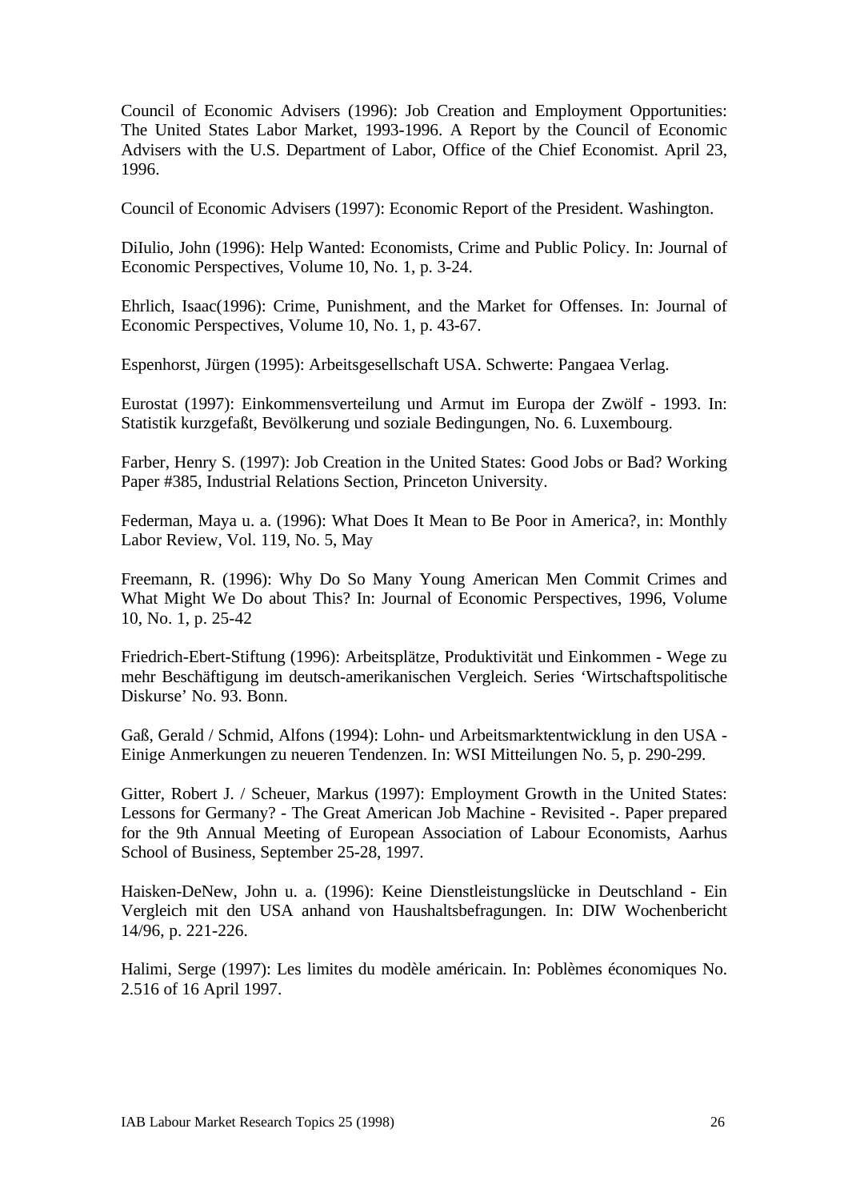Council of Economic Advisers (1996): Job Creation and Employment Opportunities: The United States Labor Market, 1993-1996. A Report by the Council of Economic Advisers with the U.S. Department of Labor, Office of the Chief Economist. April 23, 1996.

Council of Economic Advisers (1997): Economic Report of the President. Washington.

DiIulio, John (1996): Help Wanted: Economists, Crime and Public Policy. In: Journal of Economic Perspectives, Volume 10, No. 1, p. 3-24.

Ehrlich, Isaac(1996): Crime, Punishment, and the Market for Offenses. In: Journal of Economic Perspectives, Volume 10, No. 1, p. 43-67.

Espenhorst, Jürgen (1995): Arbeitsgesellschaft USA. Schwerte: Pangaea Verlag.

Eurostat (1997): Einkommensverteilung und Armut im Europa der Zwölf - 1993. In: Statistik kurzgefaßt, Bevölkerung und soziale Bedingungen, No. 6. Luxembourg.

Farber, Henry S. (1997): Job Creation in the United States: Good Jobs or Bad? Working Paper #385, Industrial Relations Section, Princeton University.

Federman, Maya u. a. (1996): What Does It Mean to Be Poor in America?, in: Monthly Labor Review, Vol. 119, No. 5, May

Freemann, R. (1996): Why Do So Many Young American Men Commit Crimes and What Might We Do about This? In: Journal of Economic Perspectives, 1996, Volume 10, No. 1, p. 25-42

Friedrich-Ebert-Stiftung (1996): Arbeitsplätze, Produktivität und Einkommen - Wege zu mehr Beschäftigung im deutsch-amerikanischen Vergleich. Series 'Wirtschaftspolitische Diskurse' No. 93. Bonn.

Gaß, Gerald / Schmid, Alfons (1994): Lohn- und Arbeitsmarktentwicklung in den USA - Einige Anmerkungen zu neueren Tendenzen. In: WSI Mitteilungen No. 5, p. 290-299.

Gitter, Robert J. / Scheuer, Markus (1997): Employment Growth in the United States: Lessons for Germany? - The Great American Job Machine - Revisited -. Paper prepared for the 9th Annual Meeting of European Association of Labour Economists, Aarhus School of Business, September 25-28, 1997.

Haisken-DeNew, John u. a. (1996): Keine Dienstleistungslücke in Deutschland - Ein Vergleich mit den USA anhand von Haushaltsbefragungen. In: DIW Wochenbericht 14/96, p. 221-226.

Halimi, Serge (1997): Les limites du modèle américain. In: Poblèmes économiques No. 2.516 of 16 April 1997.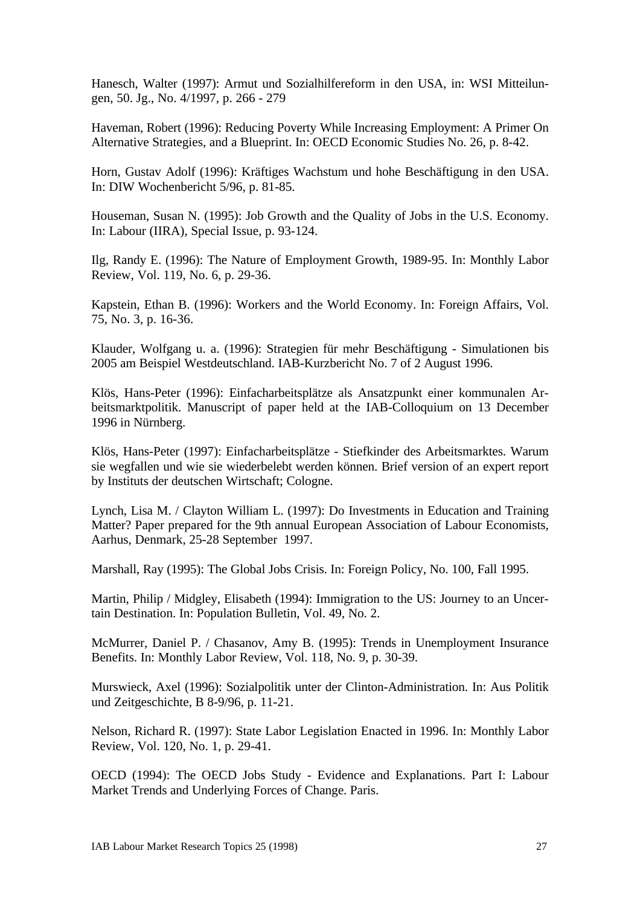Hanesch, Walter (1997): Armut und Sozialhilfereform in den USA, in: WSI Mitteilungen, 50. Jg., No. 4/1997, p. 266 - 279

Haveman, Robert (1996): Reducing Poverty While Increasing Employment: A Primer On Alternative Strategies, and a Blueprint. In: OECD Economic Studies No. 26, p. 8-42.

Horn, Gustav Adolf (1996): Kräftiges Wachstum und hohe Beschäftigung in den USA. In: DIW Wochenbericht 5/96, p. 81-85.

Houseman, Susan N. (1995): Job Growth and the Quality of Jobs in the U.S. Economy. In: Labour (IIRA), Special Issue, p. 93-124.

Ilg, Randy E. (1996): The Nature of Employment Growth, 1989-95. In: Monthly Labor Review, Vol. 119, No. 6, p. 29-36.

Kapstein, Ethan B. (1996): Workers and the World Economy. In: Foreign Affairs, Vol. 75, No. 3, p. 16-36.

Klauder, Wolfgang u. a. (1996): Strategien für mehr Beschäftigung - Simulationen bis 2005 am Beispiel Westdeutschland. IAB-Kurzbericht No. 7 of 2 August 1996.

Klös, Hans-Peter (1996): Einfacharbeitsplätze als Ansatzpunkt einer kommunalen Arbeitsmarktpolitik. Manuscript of paper held at the IAB-Colloquium on 13 December 1996 in Nürnberg.

Klös, Hans-Peter (1997): Einfacharbeitsplätze - Stiefkinder des Arbeitsmarktes. Warum sie wegfallen und wie sie wiederbelebt werden können. Brief version of an expert report by Instituts der deutschen Wirtschaft; Cologne.

Lynch, Lisa M. / Clayton William L. (1997): Do Investments in Education and Training Matter? Paper prepared for the 9th annual European Association of Labour Economists, Aarhus, Denmark, 25-28 September 1997.

Marshall, Ray (1995): The Global Jobs Crisis. In: Foreign Policy, No. 100, Fall 1995.

Martin, Philip / Midgley, Elisabeth (1994): Immigration to the US: Journey to an Uncertain Destination. In: Population Bulletin, Vol. 49, No. 2.

McMurrer, Daniel P. / Chasanov, Amy B. (1995): Trends in Unemployment Insurance Benefits. In: Monthly Labor Review, Vol. 118, No. 9, p. 30-39.

Murswieck, Axel (1996): Sozialpolitik unter der Clinton-Administration. In: Aus Politik und Zeitgeschichte, B 8-9/96, p. 11-21.

Nelson, Richard R. (1997): State Labor Legislation Enacted in 1996. In: Monthly Labor Review, Vol. 120, No. 1, p. 29-41.

OECD (1994): The OECD Jobs Study - Evidence and Explanations. Part I: Labour Market Trends and Underlying Forces of Change. Paris.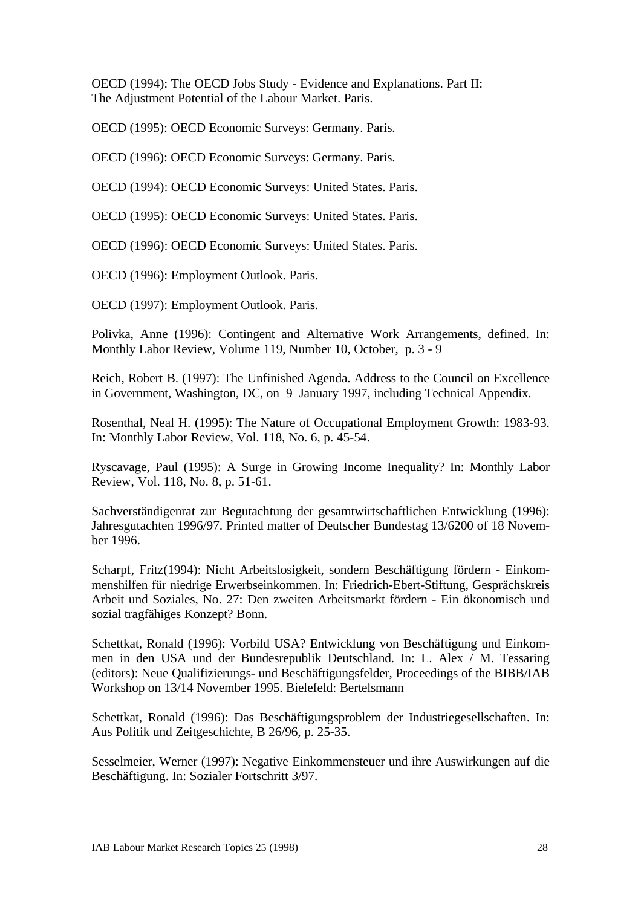OECD (1994): The OECD Jobs Study - Evidence and Explanations. Part II: The Adjustment Potential of the Labour Market. Paris.

OECD (1995): OECD Economic Surveys: Germany. Paris.

OECD (1996): OECD Economic Surveys: Germany. Paris.

OECD (1994): OECD Economic Surveys: United States. Paris.

OECD (1995): OECD Economic Surveys: United States. Paris.

OECD (1996): OECD Economic Surveys: United States. Paris.

OECD (1996): Employment Outlook. Paris.

OECD (1997): Employment Outlook. Paris.

Polivka, Anne (1996): Contingent and Alternative Work Arrangements, defined. In: Monthly Labor Review, Volume 119, Number 10, October, p. 3 - 9

Reich, Robert B. (1997): The Unfinished Agenda. Address to the Council on Excellence in Government, Washington, DC, on 9 January 1997, including Technical Appendix.

Rosenthal, Neal H. (1995): The Nature of Occupational Employment Growth: 1983-93. In: Monthly Labor Review, Vol. 118, No. 6, p. 45-54.

Ryscavage, Paul (1995): A Surge in Growing Income Inequality? In: Monthly Labor Review, Vol. 118, No. 8, p. 51-61.

Sachverständigenrat zur Begutachtung der gesamtwirtschaftlichen Entwicklung (1996): Jahresgutachten 1996/97. Printed matter of Deutscher Bundestag 13/6200 of 18 November 1996.

Scharpf, Fritz(1994): Nicht Arbeitslosigkeit, sondern Beschäftigung fördern - Einkommenshilfen für niedrige Erwerbseinkommen. In: Friedrich-Ebert-Stiftung, Gesprächskreis Arbeit und Soziales, No. 27: Den zweiten Arbeitsmarkt fördern - Ein ökonomisch und sozial tragfähiges Konzept? Bonn.

Schettkat, Ronald (1996): Vorbild USA? Entwicklung von Beschäftigung und Einkommen in den USA und der Bundesrepublik Deutschland. In: L. Alex / M. Tessaring (editors): Neue Qualifizierungs- und Beschäftigungsfelder, Proceedings of the BIBB/IAB Workshop on 13/14 November 1995. Bielefeld: Bertelsmann

Schettkat, Ronald (1996): Das Beschäftigungsproblem der Industriegesellschaften. In: Aus Politik und Zeitgeschichte, B 26/96, p. 25-35.

Sesselmeier, Werner (1997): Negative Einkommensteuer und ihre Auswirkungen auf die Beschäftigung. In: Sozialer Fortschritt 3/97.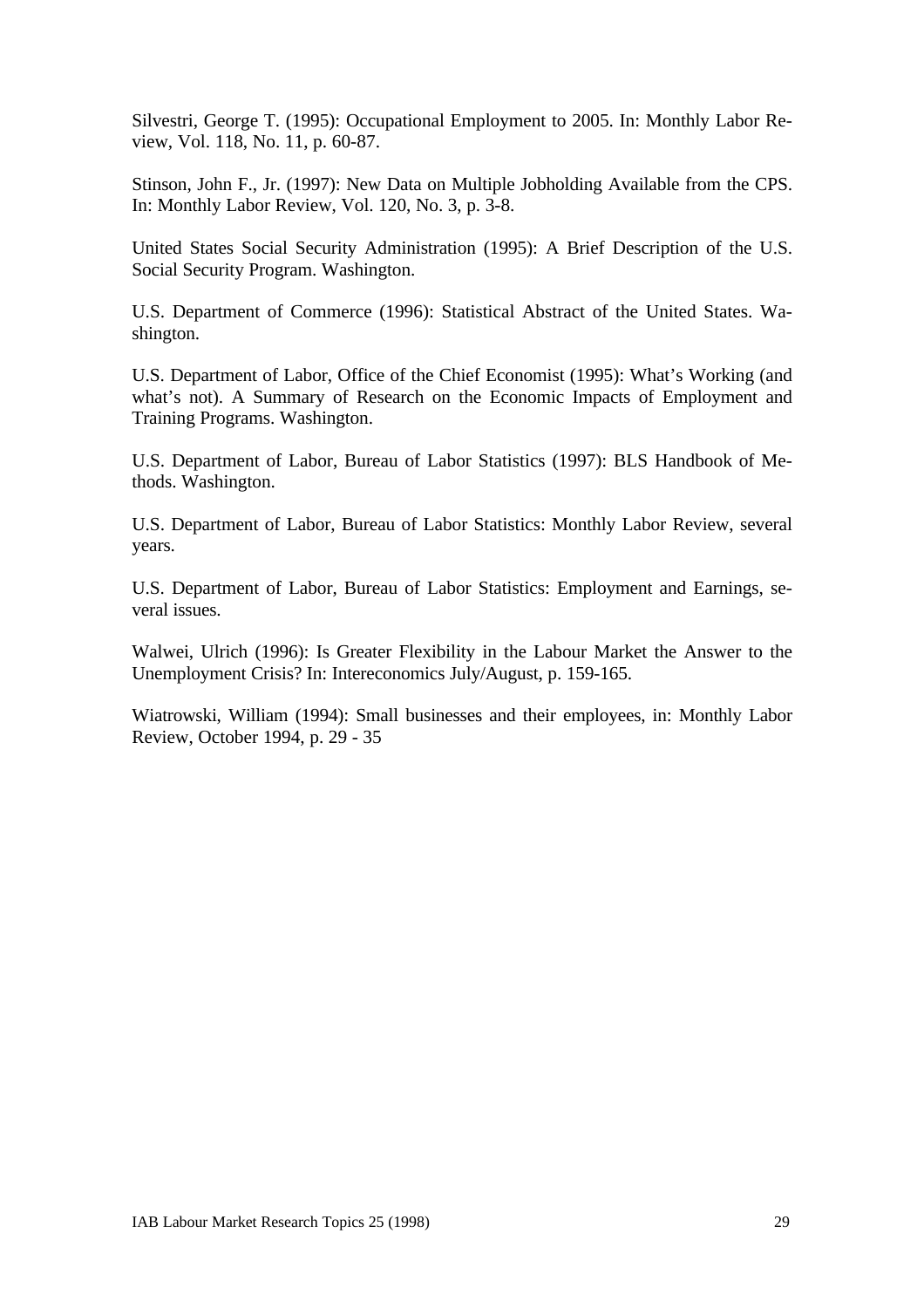Silvestri, George T. (1995): Occupational Employment to 2005. In: Monthly Labor Review, Vol. 118, No. 11, p. 60-87.

Stinson, John F., Jr. (1997): New Data on Multiple Jobholding Available from the CPS. In: Monthly Labor Review, Vol. 120, No. 3, p. 3-8.

United States Social Security Administration (1995): A Brief Description of the U.S. Social Security Program. Washington.

U.S. Department of Commerce (1996): Statistical Abstract of the United States. Washington.

U.S. Department of Labor, Office of the Chief Economist (1995): What's Working (and what's not). A Summary of Research on the Economic Impacts of Employment and Training Programs. Washington.

U.S. Department of Labor, Bureau of Labor Statistics (1997): BLS Handbook of Methods. Washington.

U.S. Department of Labor, Bureau of Labor Statistics: Monthly Labor Review, several years.

U.S. Department of Labor, Bureau of Labor Statistics: Employment and Earnings, several issues.

Walwei, Ulrich (1996): Is Greater Flexibility in the Labour Market the Answer to the Unemployment Crisis? In: Intereconomics July/August, p. 159-165.

Wiatrowski, William (1994): Small businesses and their employees, in: Monthly Labor Review, October 1994, p. 29 - 35